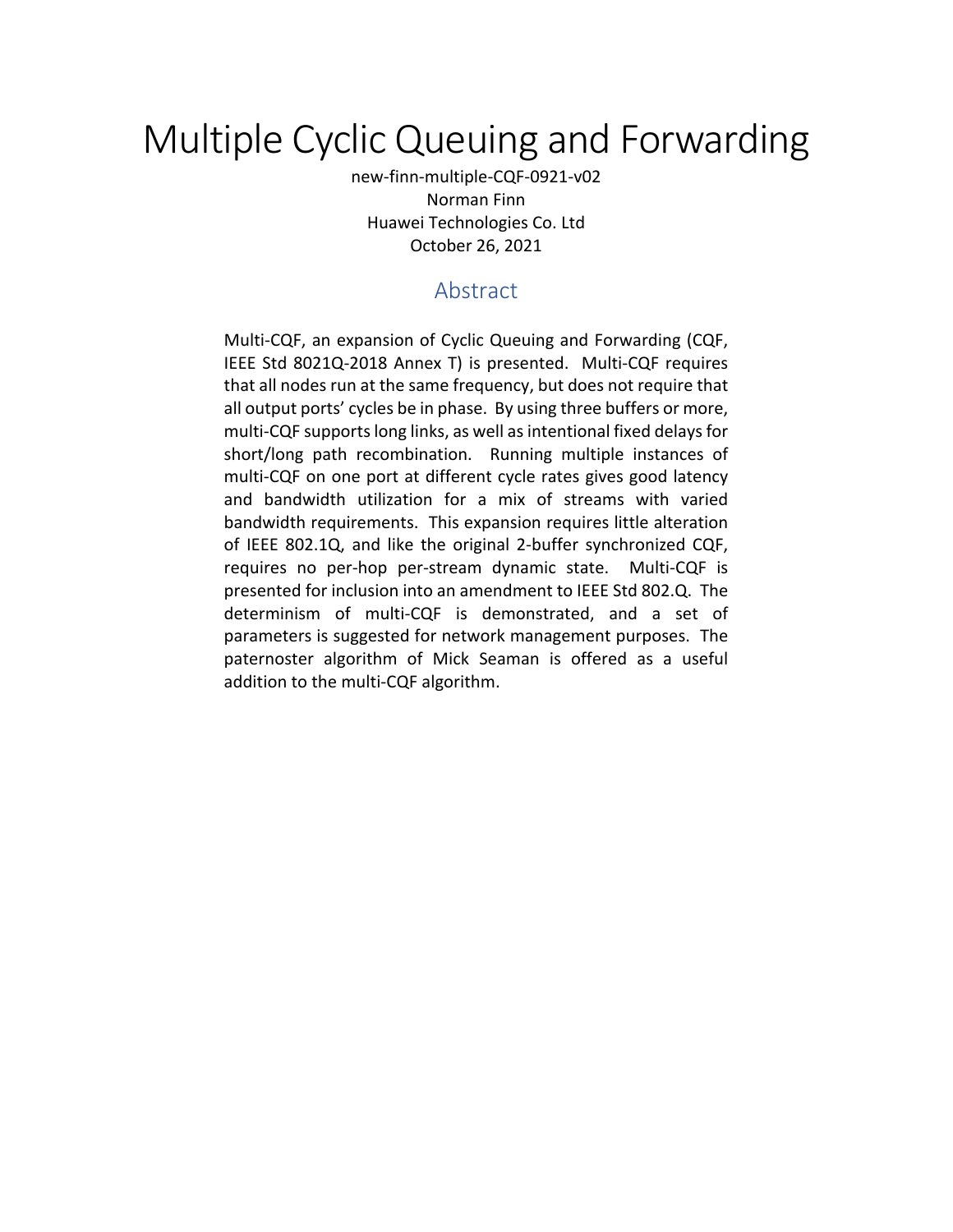# Multiple Cyclic Queuing and Forwarding

new-finn-multiple-CQF-0921-v02
Norman Finn
Huawei Technologies Co. Ltd
October 26, 2021

## Abstract

Multi-CQF, an expansion of Cyclic Queuing and Forwarding (CQF, IEEE Std 8021Q-2018 Annex T) is presented. Multi-CQF requires that all nodes run at the same frequency, but does not require that all output ports' cycles be in phase. By using three buffers or more, multi-CQF supports long links, as well as intentional fixed delays for short/long path recombination. Running multiple instances of multi-CQF on one port at different cycle rates gives good latency and bandwidth utilization for a mix of streams with varied bandwidth requirements. This expansion requires little alteration of IEEE 802.1Q, and like the original 2-buffer synchronized CQF, requires no per-hop per-stream dynamic state. Multi-CQF is presented for inclusion into an amendment to IEEE Std 802.Q. The determinism of multi-CQF is demonstrated, and a set of parameters is suggested for network management purposes. The paternoster algorithm of Mick Seaman is offered as a useful addition to the multi-CQF algorithm.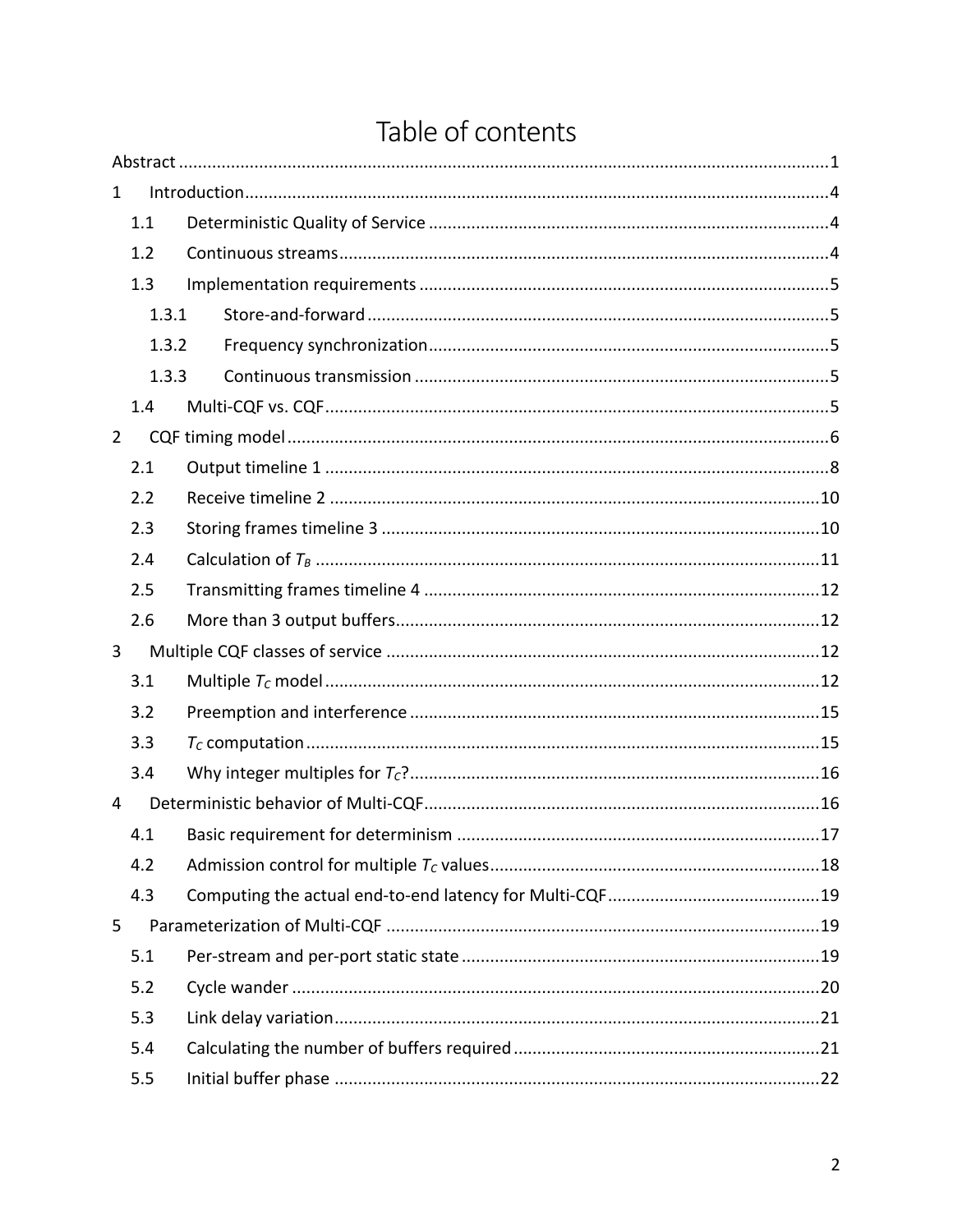# Table of contents

Abstract ........................................................................................................................................1

1 Introduction..........................................................................................................................4

1.1 Deterministic Quality of Service ....................................................................................4

1.2 Continuous streams.......................................................................................................4

1.3 Implementation requirements ......................................................................................5

1.3.1 Store-and-forward .................................................................................................5

1.3.2 Frequency synchronization....................................................................................5

1.3.3 Continuous transmission .......................................................................................5

1.4 Multi-CQF vs. CQF..........................................................................................................5

2 CQF timing model .................................................................................................................6

2.1 Output timeline 1 ..........................................................................................................8

2.2 Receive timeline 2 .......................................................................................................10

2.3 Storing frames timeline 3 ............................................................................................10

2.4 Calculation of $T_B$ ..........................................................................................................11

2.5 Transmitting frames timeline 4 ...................................................................................12

2.6 More than 3 output buffers.........................................................................................12

3 Multiple CQF classes of service ...........................................................................................12

3.1 Multiple $T_C$ model ........................................................................................................12

3.2 Preemption and interference ......................................................................................15

3.3 $T_C$ computation ............................................................................................................15

3.4 Why integer multiples for $T_C$?......................................................................................16

4 Deterministic behavior of Multi-CQF...................................................................................16

4.1 Basic requirement for determinism ............................................................................17

4.2 Admission control for multiple $T_C$ values.....................................................................18

4.3 Computing the actual end-to-end latency for Multi-CQF.............................................19

5 Parameterization of Multi-CQF ...........................................................................................19

5.1 Per-stream and per-port static state ...........................................................................19

5.2 Cycle wander ...............................................................................................................20

5.3 Link delay variation......................................................................................................21

5.4 Calculating the number of buffers required ................................................................21

5.5 Initial buffer phase ......................................................................................................22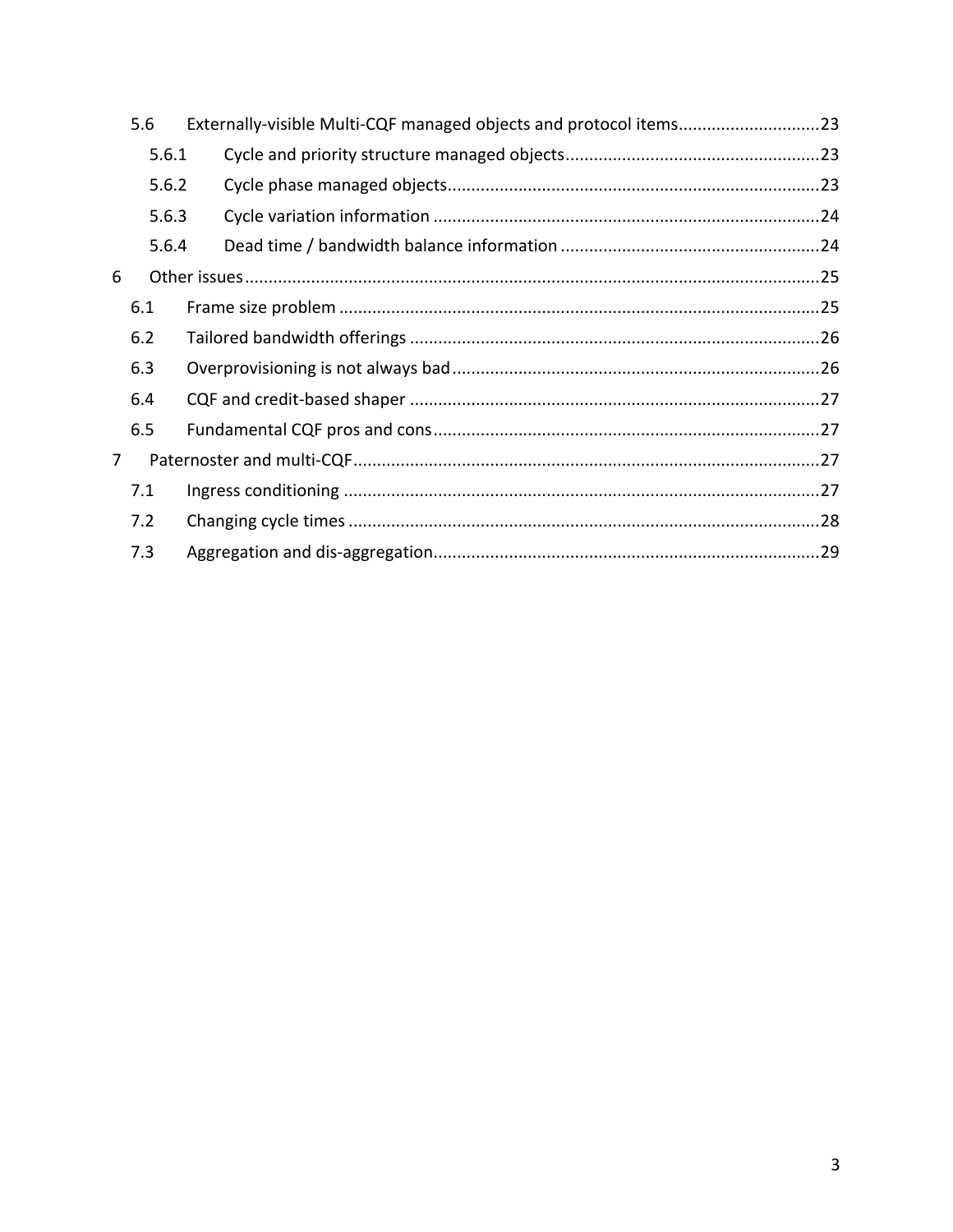5.6 Externally-visible Multi-CQF managed objects and protocol items.............................23

5.6.1 Cycle and priority structure managed objects.....................................................23

5.6.2 Cycle phase managed objects..............................................................................23

5.6.3 Cycle variation information .................................................................................24

5.6.4 Dead time / bandwidth balance information .......................................................24

6 Other issues........................................................................................................................25

6.1 Frame size problem .....................................................................................................25

6.2 Tailored bandwidth offerings .......................................................................................26

6.3 Overprovisioning is not always bad.............................................................................26

6.4 CQF and credit-based shaper .......................................................................................27

6.5 Fundamental CQF pros and cons..................................................................................27

7 Paternoster and multi-CQF..................................................................................................27

7.1 Ingress conditioning .....................................................................................................27

7.2 Changing cycle times ....................................................................................................28

7.3 Aggregation and dis-aggregation..................................................................................29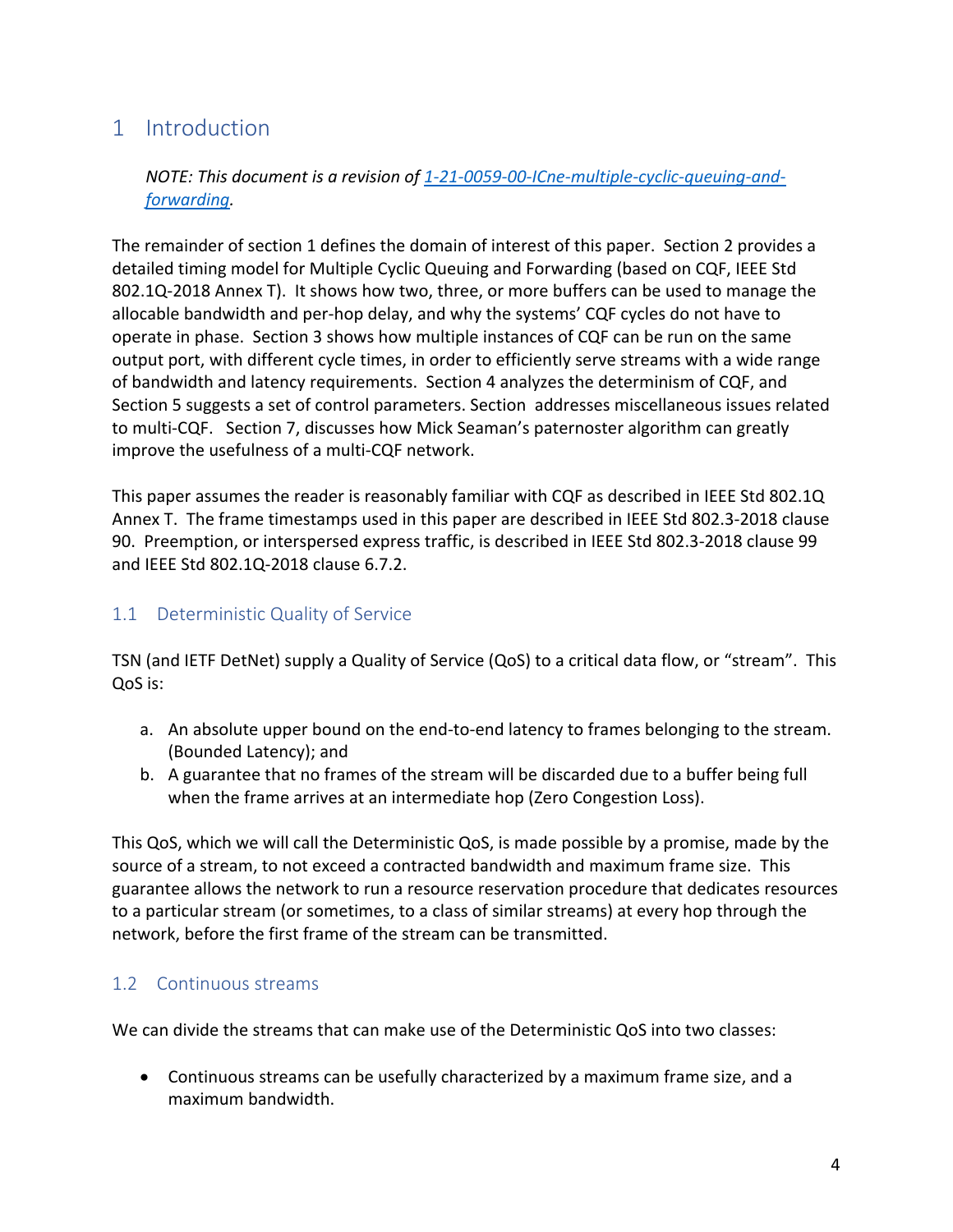# 1 Introduction

*NOTE: This document is a revision of [1-21-0059-00-ICne-multiple-cyclic-queuing-and-forwarding](1-21-0059-00-ICne-multiple-cyclic-queuing-and-forwarding).*

The remainder of section 1 defines the domain of interest of this paper. Section 2 provides a detailed timing model for Multiple Cyclic Queuing and Forwarding (based on CQF, IEEE Std 802.1Q-2018 Annex T). It shows how two, three, or more buffers can be used to manage the allocable bandwidth and per-hop delay, and why the systems' CQF cycles do not have to operate in phase. Section 3 shows how multiple instances of CQF can be run on the same output port, with different cycle times, in order to efficiently serve streams with a wide range of bandwidth and latency requirements. Section 4 analyzes the determinism of CQF, and Section 5 suggests a set of control parameters. Section  addresses miscellaneous issues related to multi-CQF. Section 7, discusses how Mick Seaman's paternoster algorithm can greatly improve the usefulness of a multi-CQF network.

This paper assumes the reader is reasonably familiar with CQF as described in IEEE Std 802.1Q Annex T. The frame timestamps used in this paper are described in IEEE Std 802.3-2018 clause 90. Preemption, or interspersed express traffic, is described in IEEE Std 802.3-2018 clause 99 and IEEE Std 802.1Q-2018 clause 6.7.2.

## 1.1 Deterministic Quality of Service

TSN (and IETF DetNet) supply a Quality of Service (QoS) to a critical data flow, or "stream". This QoS is:

a. An absolute upper bound on the end-to-end latency to frames belonging to the stream. (Bounded Latency); and
b. A guarantee that no frames of the stream will be discarded due to a buffer being full when the frame arrives at an intermediate hop (Zero Congestion Loss).

This QoS, which we will call the Deterministic QoS, is made possible by a promise, made by the source of a stream, to not exceed a contracted bandwidth and maximum frame size. This guarantee allows the network to run a resource reservation procedure that dedicates resources to a particular stream (or sometimes, to a class of similar streams) at every hop through the network, before the first frame of the stream can be transmitted.

## 1.2 Continuous streams

We can divide the streams that can make use of the Deterministic QoS into two classes:

- Continuous streams can be usefully characterized by a maximum frame size, and a maximum bandwidth.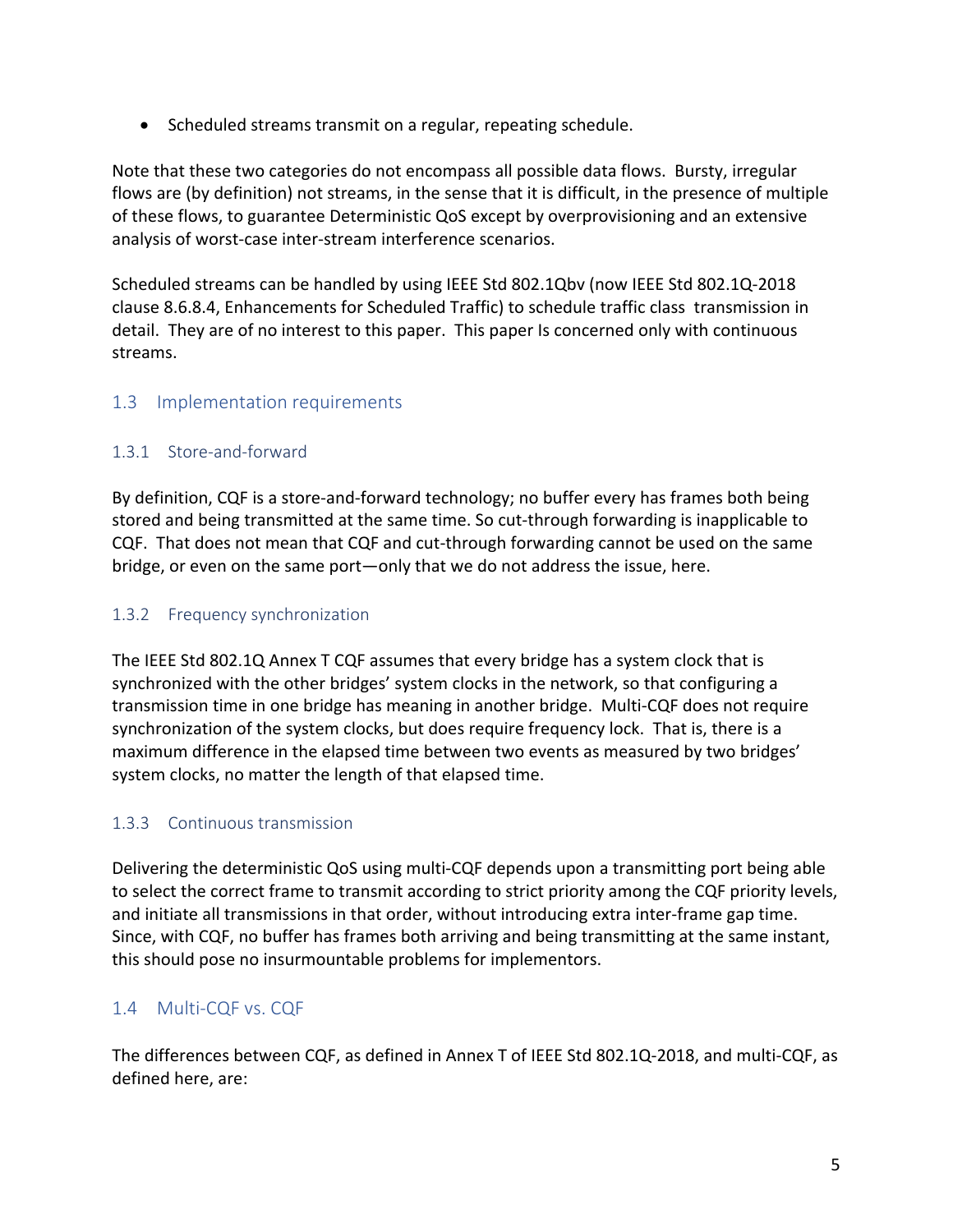- Scheduled streams transmit on a regular, repeating schedule.

Note that these two categories do not encompass all possible data flows. Bursty, irregular flows are (by definition) not streams, in the sense that it is difficult, in the presence of multiple of these flows, to guarantee Deterministic QoS except by overprovisioning and an extensive analysis of worst-case inter-stream interference scenarios.

Scheduled streams can be handled by using IEEE Std 802.1Qbv (now IEEE Std 802.1Q-2018 clause 8.6.8.4, Enhancements for Scheduled Traffic) to schedule traffic class transmission in detail. They are of no interest to this paper. This paper Is concerned only with continuous streams.

## 1.3 Implementation requirements

### 1.3.1 Store-and-forward

By definition, CQF is a store-and-forward technology; no buffer every has frames both being stored and being transmitted at the same time. So cut-through forwarding is inapplicable to CQF. That does not mean that CQF and cut-through forwarding cannot be used on the same bridge, or even on the same port—only that we do not address the issue, here.

### 1.3.2 Frequency synchronization

The IEEE Std 802.1Q Annex T CQF assumes that every bridge has a system clock that is synchronized with the other bridges' system clocks in the network, so that configuring a transmission time in one bridge has meaning in another bridge. Multi-CQF does not require synchronization of the system clocks, but does require frequency lock. That is, there is a maximum difference in the elapsed time between two events as measured by two bridges' system clocks, no matter the length of that elapsed time.

### 1.3.3 Continuous transmission

Delivering the deterministic QoS using multi-CQF depends upon a transmitting port being able to select the correct frame to transmit according to strict priority among the CQF priority levels, and initiate all transmissions in that order, without introducing extra inter-frame gap time. Since, with CQF, no buffer has frames both arriving and being transmitting at the same instant, this should pose no insurmountable problems for implementors.

## 1.4 Multi-CQF vs. CQF

The differences between CQF, as defined in Annex T of IEEE Std 802.1Q-2018, and multi-CQF, as defined here, are: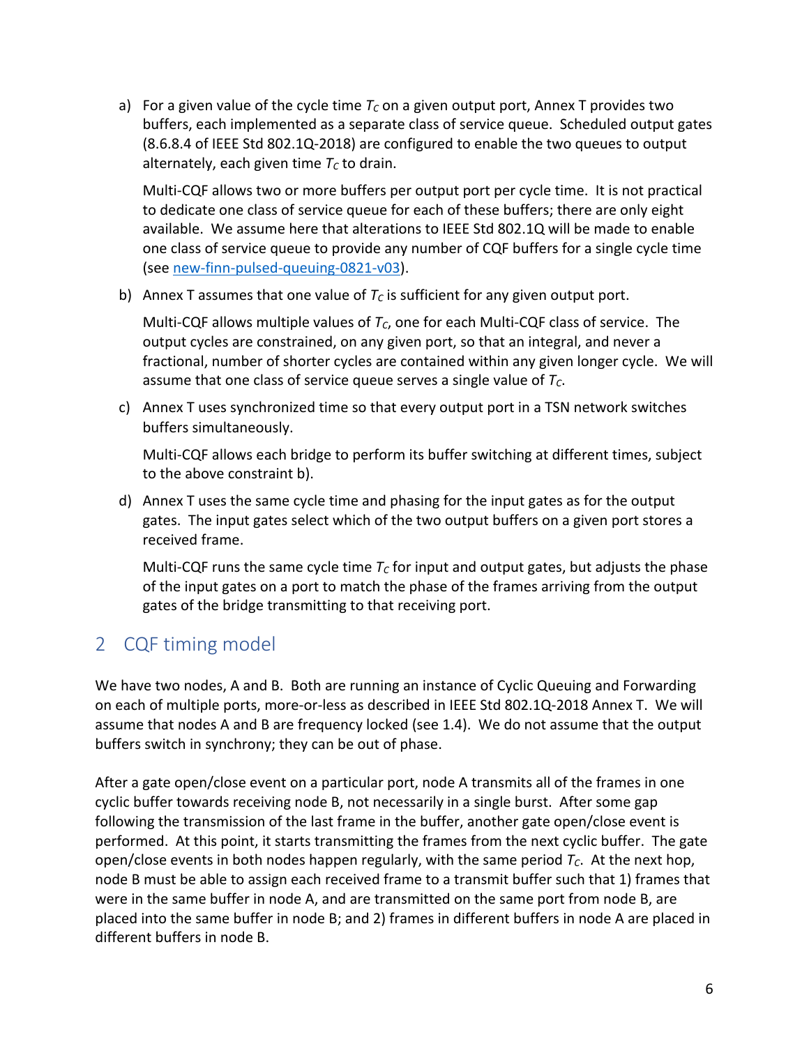a) For a given value of the cycle time $T_C$ on a given output port, Annex T provides two buffers, each implemented as a separate class of service queue. Scheduled output gates (8.6.8.4 of IEEE Std 802.1Q-2018) are configured to enable the two queues to output alternately, each given time $T_C$ to drain.

   Multi-CQF allows two or more buffers per output port per cycle time. It is not practical to dedicate one class of service queue for each of these buffers; there are only eight available. We assume here that alterations to IEEE Std 802.1Q will be made to enable one class of service queue to provide any number of CQF buffers for a single cycle time (see new-finn-pulsed-queuing-0821-v03).

b) Annex T assumes that one value of $T_C$ is sufficient for any given output port.

   Multi-CQF allows multiple values of $T_C$, one for each Multi-CQF class of service. The output cycles are constrained, on any given port, so that an integral, and never a fractional, number of shorter cycles are contained within any given longer cycle. We will assume that one class of service queue serves a single value of $T_C$.

c) Annex T uses synchronized time so that every output port in a TSN network switches buffers simultaneously.

   Multi-CQF allows each bridge to perform its buffer switching at different times, subject to the above constraint b).

d) Annex T uses the same cycle time and phasing for the input gates as for the output gates. The input gates select which of the two output buffers on a given port stores a received frame.

   Multi-CQF runs the same cycle time $T_C$ for input and output gates, but adjusts the phase of the input gates on a port to match the phase of the frames arriving from the output gates of the bridge transmitting to that receiving port.

## 2 CQF timing model

We have two nodes, A and B. Both are running an instance of Cyclic Queuing and Forwarding on each of multiple ports, more-or-less as described in IEEE Std 802.1Q-2018 Annex T. We will assume that nodes A and B are frequency locked (see 1.4). We do not assume that the output buffers switch in synchrony; they can be out of phase.

After a gate open/close event on a particular port, node A transmits all of the frames in one cyclic buffer towards receiving node B, not necessarily in a single burst. After some gap following the transmission of the last frame in the buffer, another gate open/close event is performed. At this point, it starts transmitting the frames from the next cyclic buffer. The gate open/close events in both nodes happen regularly, with the same period $T_C$. At the next hop, node B must be able to assign each received frame to a transmit buffer such that 1) frames that were in the same buffer in node A, and are transmitted on the same port from node B, are placed into the same buffer in node B; and 2) frames in different buffers in node A are placed in different buffers in node B.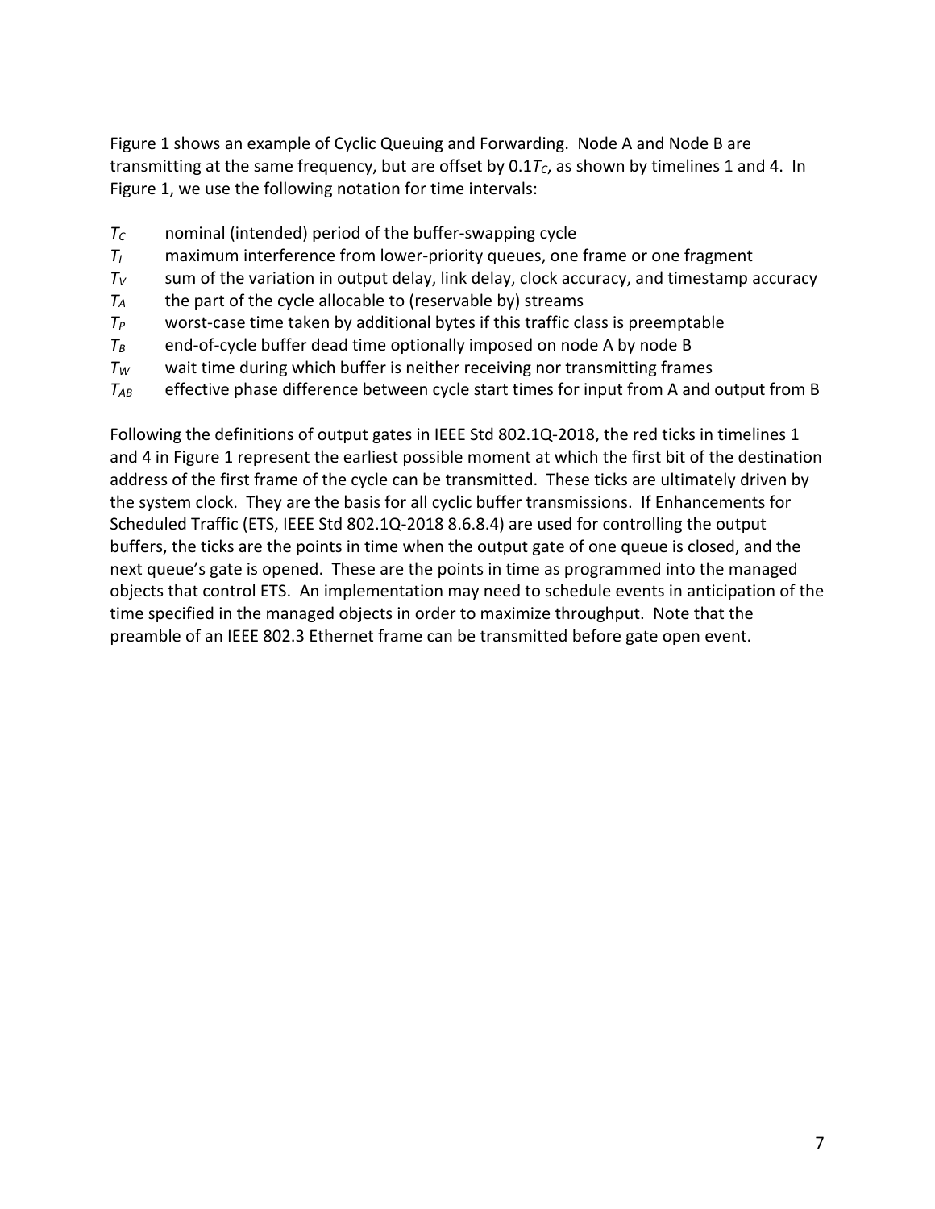Figure 1 shows an example of Cyclic Queuing and Forwarding. Node A and Node B are transmitting at the same frequency, but are offset by $0.1T_C$, as shown by timelines 1 and 4. In Figure 1, we use the following notation for time intervals:

- $T_C$ nominal (intended) period of the buffer-swapping cycle
- $T_I$ maximum interference from lower-priority queues, one frame or one fragment
- $T_V$ sum of the variation in output delay, link delay, clock accuracy, and timestamp accuracy
- $T_A$ the part of the cycle allocable to (reservable by) streams
- $T_P$ worst-case time taken by additional bytes if this traffic class is preemptable
- $T_B$ end-of-cycle buffer dead time optionally imposed on node A by node B
- $T_W$ wait time during which buffer is neither receiving nor transmitting frames
- $T_{AB}$ effective phase difference between cycle start times for input from A and output from B

Following the definitions of output gates in IEEE Std 802.1Q-2018, the red ticks in timelines 1 and 4 in Figure 1 represent the earliest possible moment at which the first bit of the destination address of the first frame of the cycle can be transmitted. These ticks are ultimately driven by the system clock. They are the basis for all cyclic buffer transmissions. If Enhancements for Scheduled Traffic (ETS, IEEE Std 802.1Q-2018 8.6.8.4) are used for controlling the output buffers, the ticks are the points in time when the output gate of one queue is closed, and the next queue's gate is opened. These are the points in time as programmed into the managed objects that control ETS. An implementation may need to schedule events in anticipation of the time specified in the managed objects in order to maximize throughput. Note that the preamble of an IEEE 802.3 Ethernet frame can be transmitted before gate open event.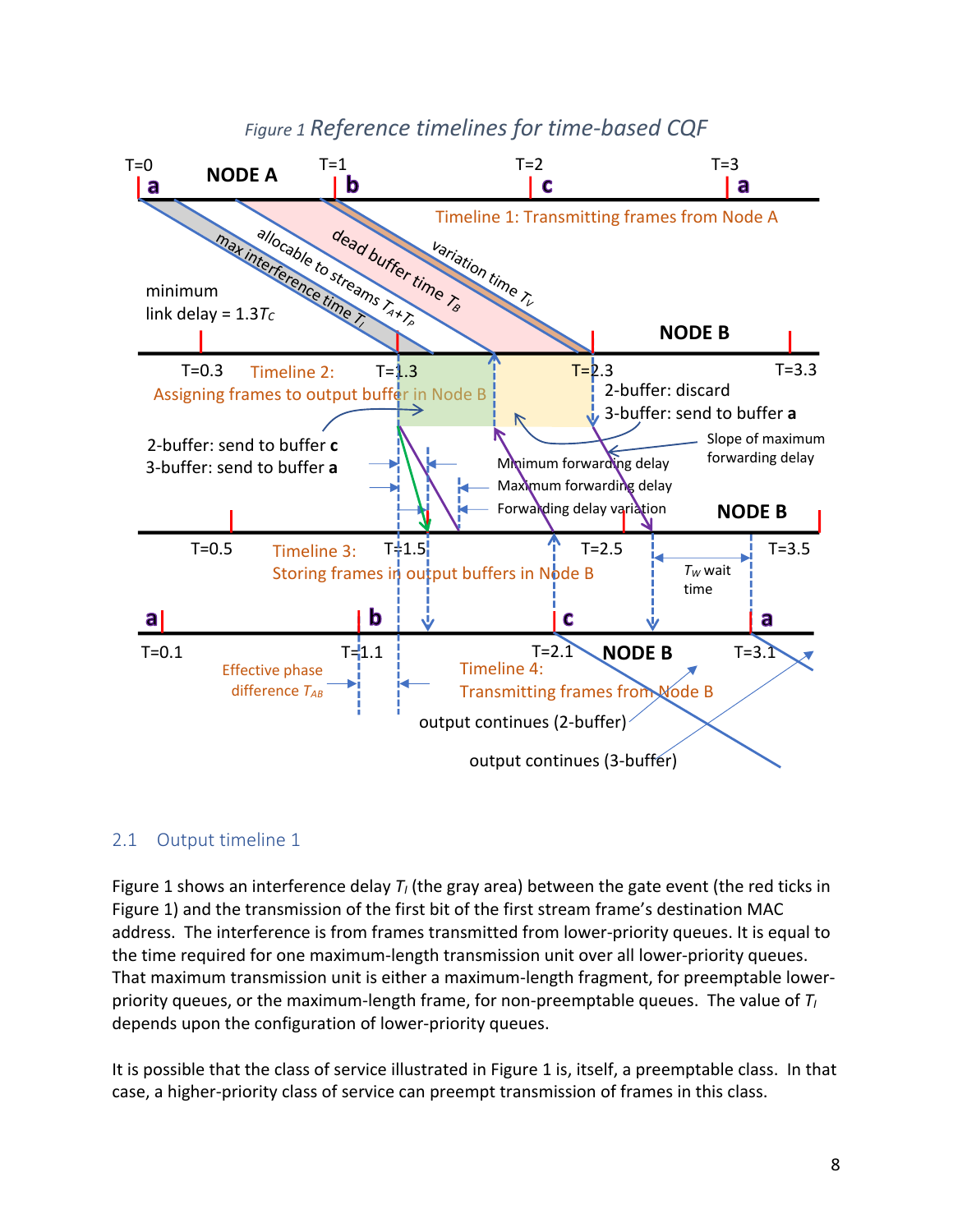*Figure 1 Reference timelines for time-based CQF*

## 2.1 Output timeline 1

Figure 1 shows an interference delay $T_I$ (the gray area) between the gate event (the red ticks in Figure 1) and the transmission of the first bit of the first stream frame's destination MAC address. The interference is from frames transmitted from lower-priority queues. It is equal to the time required for one maximum-length transmission unit over all lower-priority queues. That maximum transmission unit is either a maximum-length fragment, for preemptable lower-priority queues, or the maximum-length frame, for non-preemptable queues. The value of $T_I$ depends upon the configuration of lower-priority queues.

It is possible that the class of service illustrated in Figure 1 is, itself, a preemptable class. In that case, a higher-priority class of service can preempt transmission of frames in this class.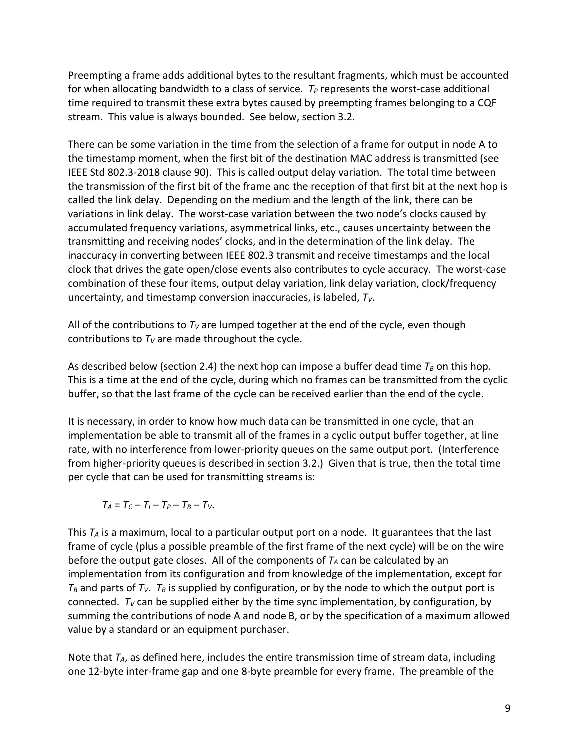Preempting a frame adds additional bytes to the resultant fragments, which must be accounted for when allocating bandwidth to a class of service. $T_P$ represents the worst-case additional time required to transmit these extra bytes caused by preempting frames belonging to a CQF stream. This value is always bounded. See below, section 3.2.

There can be some variation in the time from the selection of a frame for output in node A to the timestamp moment, when the first bit of the destination MAC address is transmitted (see IEEE Std 802.3-2018 clause 90). This is called output delay variation. The total time between the transmission of the first bit of the frame and the reception of that first bit at the next hop is called the link delay. Depending on the medium and the length of the link, there can be variations in link delay. The worst-case variation between the two node's clocks caused by accumulated frequency variations, asymmetrical links, etc., causes uncertainty between the transmitting and receiving nodes' clocks, and in the determination of the link delay. The inaccuracy in converting between IEEE 802.3 transmit and receive timestamps and the local clock that drives the gate open/close events also contributes to cycle accuracy. The worst-case combination of these four items, output delay variation, link delay variation, clock/frequency uncertainty, and timestamp conversion inaccuracies, is labeled, $T_V$.

All of the contributions to $T_V$ are lumped together at the end of the cycle, even though contributions to $T_V$ are made throughout the cycle.

As described below (section 2.4) the next hop can impose a buffer dead time $T_B$ on this hop. This is a time at the end of the cycle, during which no frames can be transmitted from the cyclic buffer, so that the last frame of the cycle can be received earlier than the end of the cycle.

It is necessary, in order to know how much data can be transmitted in one cycle, that an implementation be able to transmit all of the frames in a cyclic output buffer together, at line rate, with no interference from lower-priority queues on the same output port. (Interference from higher-priority queues is described in section 3.2.) Given that is true, then the total time per cycle that can be used for transmitting streams is:

$$T_A = T_C - T_I - T_P - T_B - T_V.$$

This $T_A$ is a maximum, local to a particular output port on a node. It guarantees that the last frame of cycle (plus a possible preamble of the first frame of the next cycle) will be on the wire before the output gate closes. All of the components of $T_A$ can be calculated by an implementation from its configuration and from knowledge of the implementation, except for $T_B$ and parts of $T_V$. $T_B$ is supplied by configuration, or by the node to which the output port is connected. $T_V$ can be supplied either by the time sync implementation, by configuration, by summing the contributions of node A and node B, or by the specification of a maximum allowed value by a standard or an equipment purchaser.

Note that $T_A$, as defined here, includes the entire transmission time of stream data, including one 12-byte inter-frame gap and one 8-byte preamble for every frame. The preamble of the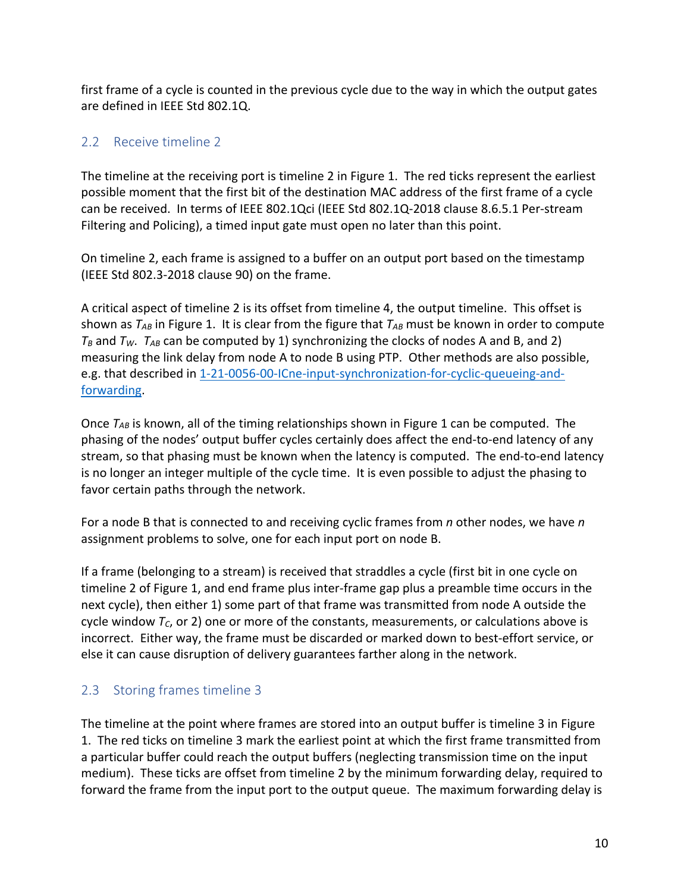first frame of a cycle is counted in the previous cycle due to the way in which the output gates are defined in IEEE Std 802.1Q.

## 2.2 Receive timeline 2

The timeline at the receiving port is timeline 2 in Figure 1. The red ticks represent the earliest possible moment that the first bit of the destination MAC address of the first frame of a cycle can be received. In terms of IEEE 802.1Qci (IEEE Std 802.1Q-2018 clause 8.6.5.1 Per-stream Filtering and Policing), a timed input gate must open no later than this point.

On timeline 2, each frame is assigned to a buffer on an output port based on the timestamp (IEEE Std 802.3-2018 clause 90) on the frame.

A critical aspect of timeline 2 is its offset from timeline 4, the output timeline. This offset is shown as $T_{AB}$ in Figure 1. It is clear from the figure that $T_{AB}$ must be known in order to compute $T_B$ and $T_W$. $T_{AB}$ can be computed by 1) synchronizing the clocks of nodes A and B, and 2) measuring the link delay from node A to node B using PTP. Other methods are also possible, e.g. that described in [1-21-0056-00-ICne-input-synchronization-for-cyclic-queueing-and-forwarding](1-21-0056-00-ICne-input-synchronization-for-cyclic-queueing-and-forwarding).

Once $T_{AB}$ is known, all of the timing relationships shown in Figure 1 can be computed. The phasing of the nodes' output buffer cycles certainly does affect the end-to-end latency of any stream, so that phasing must be known when the latency is computed. The end-to-end latency is no longer an integer multiple of the cycle time. It is even possible to adjust the phasing to favor certain paths through the network.

For a node B that is connected to and receiving cyclic frames from *n* other nodes, we have *n* assignment problems to solve, one for each input port on node B.

If a frame (belonging to a stream) is received that straddles a cycle (first bit in one cycle on timeline 2 of Figure 1, and end frame plus inter-frame gap plus a preamble time occurs in the next cycle), then either 1) some part of that frame was transmitted from node A outside the cycle window $T_C$, or 2) one or more of the constants, measurements, or calculations above is incorrect. Either way, the frame must be discarded or marked down to best-effort service, or else it can cause disruption of delivery guarantees farther along in the network.

## 2.3 Storing frames timeline 3

The timeline at the point where frames are stored into an output buffer is timeline 3 in Figure 1. The red ticks on timeline 3 mark the earliest point at which the first frame transmitted from a particular buffer could reach the output buffers (neglecting transmission time on the input medium). These ticks are offset from timeline 2 by the minimum forwarding delay, required to forward the frame from the input port to the output queue. The maximum forwarding delay is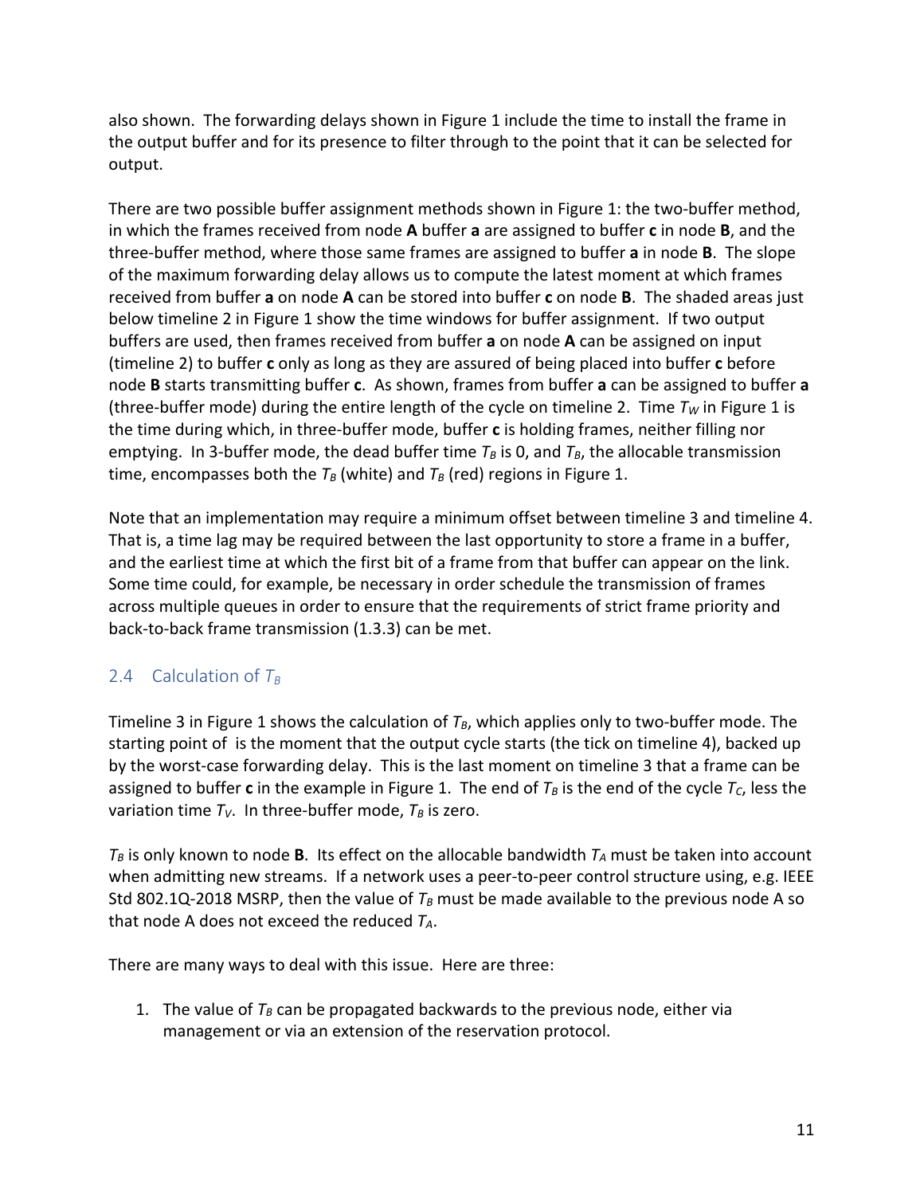also shown. The forwarding delays shown in Figure 1 include the time to install the frame in the output buffer and for its presence to filter through to the point that it can be selected for output.

There are two possible buffer assignment methods shown in Figure 1: the two-buffer method, in which the frames received from node **A** buffer **a** are assigned to buffer **c** in node **B**, and the three-buffer method, where those same frames are assigned to buffer **a** in node **B**. The slope of the maximum forwarding delay allows us to compute the latest moment at which frames received from buffer **a** on node **A** can be stored into buffer **c** on node **B**. The shaded areas just below timeline 2 in Figure 1 show the time windows for buffer assignment. If two output buffers are used, then frames received from buffer **a** on node **A** can be assigned on input (timeline 2) to buffer **c** only as long as they are assured of being placed into buffer **c** before node **B** starts transmitting buffer **c**. As shown, frames from buffer **a** can be assigned to buffer **a** (three-buffer mode) during the entire length of the cycle on timeline 2. Time $T_W$ in Figure 1 is the time during which, in three-buffer mode, buffer **c** is holding frames, neither filling nor emptying. In 3-buffer mode, the dead buffer time $T_B$ is 0, and $T_B$, the allocable transmission time, encompasses both the $T_B$ (white) and $T_B$ (red) regions in Figure 1.

Note that an implementation may require a minimum offset between timeline 3 and timeline 4. That is, a time lag may be required between the last opportunity to store a frame in a buffer, and the earliest time at which the first bit of a frame from that buffer can appear on the link. Some time could, for example, be necessary in order schedule the transmission of frames across multiple queues in order to ensure that the requirements of strict frame priority and back-to-back frame transmission (1.3.3) can be met.

## 2.4 Calculation of $T_B$

Timeline 3 in Figure 1 shows the calculation of $T_B$, which applies only to two-buffer mode. The starting point of  is the moment that the output cycle starts (the tick on timeline 4), backed up by the worst-case forwarding delay. This is the last moment on timeline 3 that a frame can be assigned to buffer **c** in the example in Figure 1. The end of $T_B$ is the end of the cycle $T_C$, less the variation time $T_V$. In three-buffer mode, $T_B$ is zero.

$T_B$ is only known to node **B**. Its effect on the allocable bandwidth $T_A$ must be taken into account when admitting new streams. If a network uses a peer-to-peer control structure using, e.g. IEEE Std 802.1Q-2018 MSRP, then the value of $T_B$ must be made available to the previous node A so that node A does not exceed the reduced $T_A$.

There are many ways to deal with this issue. Here are three:

1. The value of $T_B$ can be propagated backwards to the previous node, either via management or via an extension of the reservation protocol.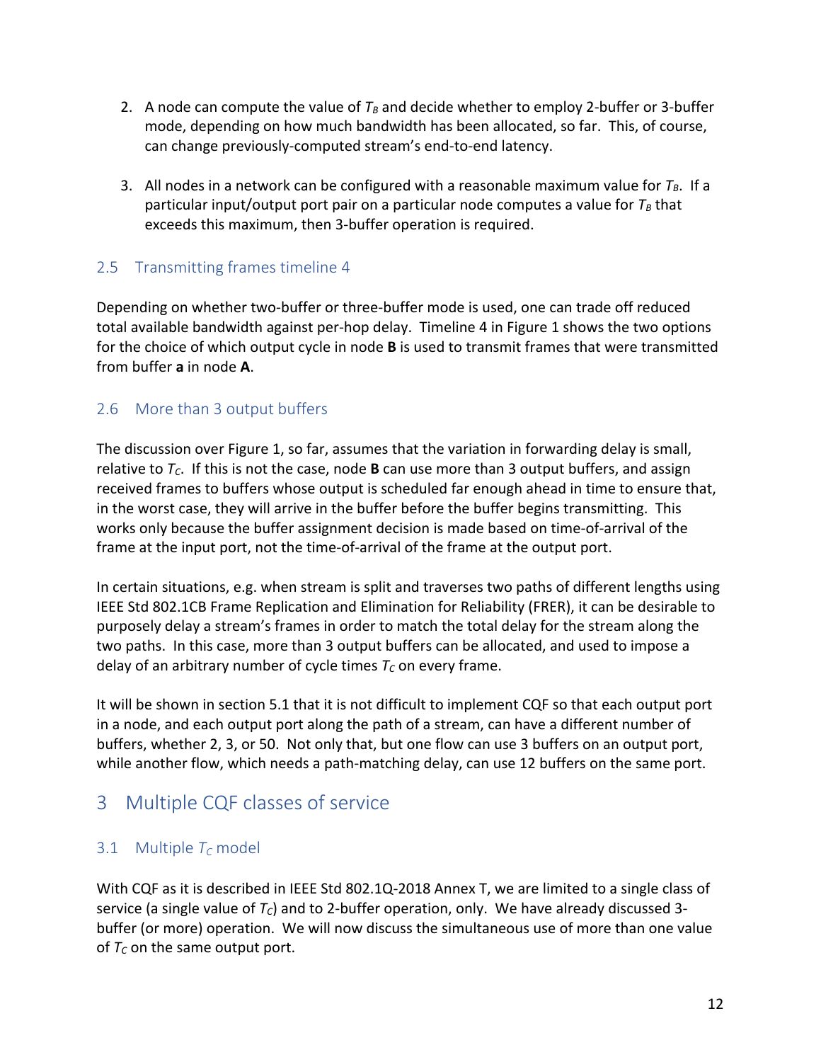2. A node can compute the value of $T_B$ and decide whether to employ 2-buffer or 3-buffer mode, depending on how much bandwidth has been allocated, so far. This, of course, can change previously-computed stream's end-to-end latency.

3. All nodes in a network can be configured with a reasonable maximum value for $T_B$. If a particular input/output port pair on a particular node computes a value for $T_B$ that exceeds this maximum, then 3-buffer operation is required.

### 2.5 Transmitting frames timeline 4

Depending on whether two-buffer or three-buffer mode is used, one can trade off reduced total available bandwidth against per-hop delay. Timeline 4 in Figure 1 shows the two options for the choice of which output cycle in node **B** is used to transmit frames that were transmitted from buffer **a** in node **A**.

### 2.6 More than 3 output buffers

The discussion over Figure 1, so far, assumes that the variation in forwarding delay is small, relative to $T_C$. If this is not the case, node **B** can use more than 3 output buffers, and assign received frames to buffers whose output is scheduled far enough ahead in time to ensure that, in the worst case, they will arrive in the buffer before the buffer begins transmitting. This works only because the buffer assignment decision is made based on time-of-arrival of the frame at the input port, not the time-of-arrival of the frame at the output port.

In certain situations, e.g. when stream is split and traverses two paths of different lengths using IEEE Std 802.1CB Frame Replication and Elimination for Reliability (FRER), it can be desirable to purposely delay a stream's frames in order to match the total delay for the stream along the two paths. In this case, more than 3 output buffers can be allocated, and used to impose a delay of an arbitrary number of cycle times $T_C$ on every frame.

It will be shown in section 5.1 that it is not difficult to implement CQF so that each output port in a node, and each output port along the path of a stream, can have a different number of buffers, whether 2, 3, or 50. Not only that, but one flow can use 3 buffers on an output port, while another flow, which needs a path-matching delay, can use 12 buffers on the same port.

## 3 Multiple CQF classes of service

### 3.1 Multiple $T_C$ model

With CQF as it is described in IEEE Std 802.1Q-2018 Annex T, we are limited to a single class of service (a single value of $T_C$) and to 2-buffer operation, only. We have already discussed 3-buffer (or more) operation. We will now discuss the simultaneous use of more than one value of $T_C$ on the same output port.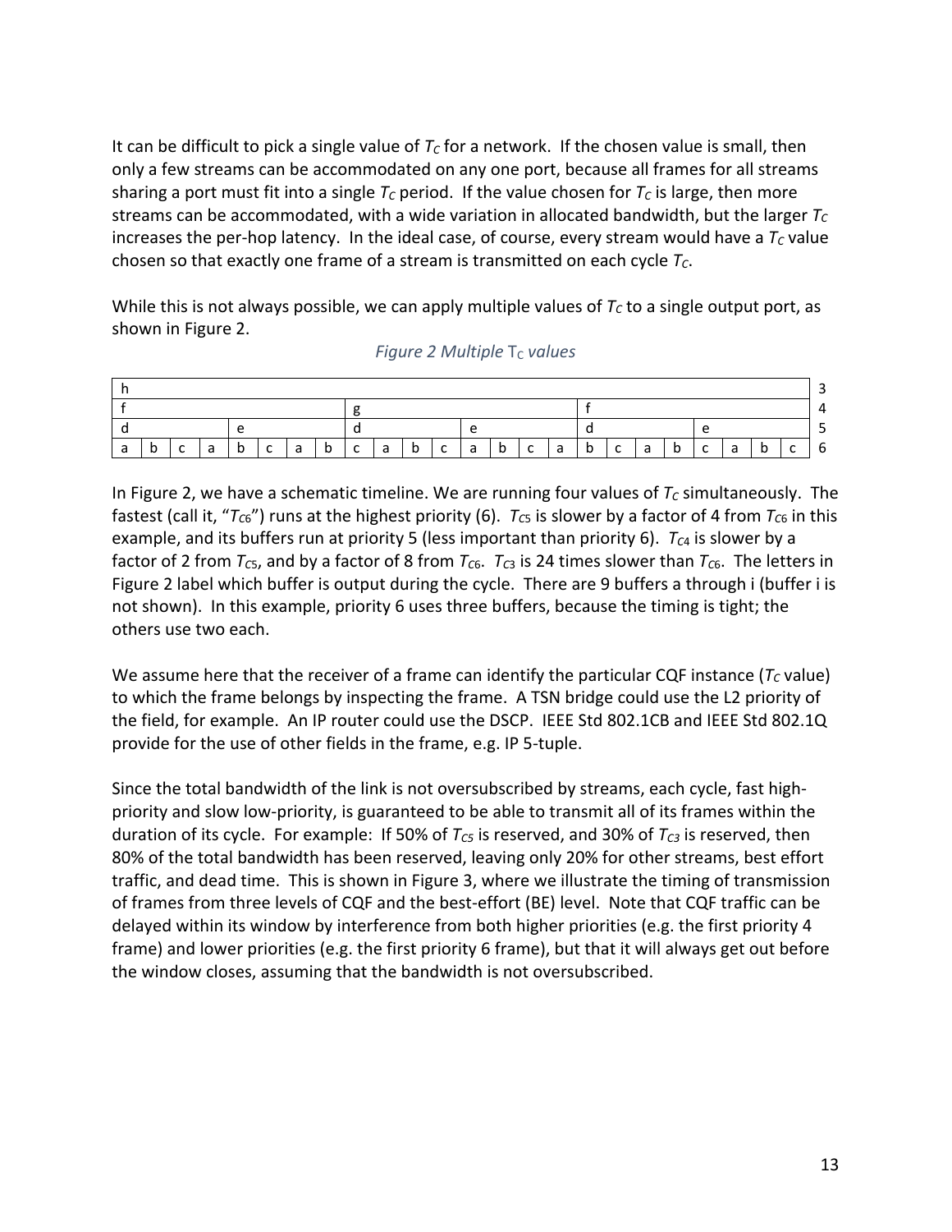It can be difficult to pick a single value of $T_C$ for a network. If the chosen value is small, then only a few streams can be accommodated on any one port, because all frames for all streams sharing a port must fit into a single $T_C$ period. If the value chosen for $T_C$ is large, then more streams can be accommodated, with a wide variation in allocated bandwidth, but the larger $T_C$ increases the per-hop latency. In the ideal case, of course, every stream would have a $T_C$ value chosen so that exactly one frame of a stream is transmitted on each cycle $T_C$.

While this is not always possible, we can apply multiple values of $T_C$ to a single output port, as shown in Figure 2.

*Figure 2 Multiple $T_C$ values*

| h | | | | | | | | | | | | | | | | | | | | | | | | 3 |
|---|---|---|---|---|---|---|---|---|---|---|---|---|---|---|---|---|---|---|---|---|---|---|---|---|
| f | | | | | | | | g | | | | | | | | f | | | | | | | | 4 |
| d | | | | e | | | | d | | | | e | | | | d | | | | e | | | | 5 |
| a | b | c | a | b | c | a | b | c | a | b | c | a | b | c | a | b | c | a | b | c | a | b | c | 6 |

In Figure 2, we have a schematic timeline. We are running four values of $T_C$ simultaneously. The fastest (call it, "$T_{C6}$") runs at the highest priority (6). $T_{C5}$ is slower by a factor of 4 from $T_{C6}$ in this example, and its buffers run at priority 5 (less important than priority 6). $T_{C4}$ is slower by a factor of 2 from $T_{C5}$, and by a factor of 8 from $T_{C6}$. $T_{C3}$ is 24 times slower than $T_{C6}$. The letters in Figure 2 label which buffer is output during the cycle. There are 9 buffers a through i (buffer i is not shown). In this example, priority 6 uses three buffers, because the timing is tight; the others use two each.

We assume here that the receiver of a frame can identify the particular CQF instance ($T_C$ value) to which the frame belongs by inspecting the frame. A TSN bridge could use the L2 priority of the field, for example. An IP router could use the DSCP. IEEE Std 802.1CB and IEEE Std 802.1Q provide for the use of other fields in the frame, e.g. IP 5-tuple.

Since the total bandwidth of the link is not oversubscribed by streams, each cycle, fast high-priority and slow low-priority, is guaranteed to be able to transmit all of its frames within the duration of its cycle. For example: If 50% of $T_{C5}$ is reserved, and 30% of $T_{C3}$ is reserved, then 80% of the total bandwidth has been reserved, leaving only 20% for other streams, best effort traffic, and dead time. This is shown in Figure 3, where we illustrate the timing of transmission of frames from three levels of CQF and the best-effort (BE) level. Note that CQF traffic can be delayed within its window by interference from both higher priorities (e.g. the first priority 4 frame) and lower priorities (e.g. the first priority 6 frame), but that it will always get out before the window closes, assuming that the bandwidth is not oversubscribed.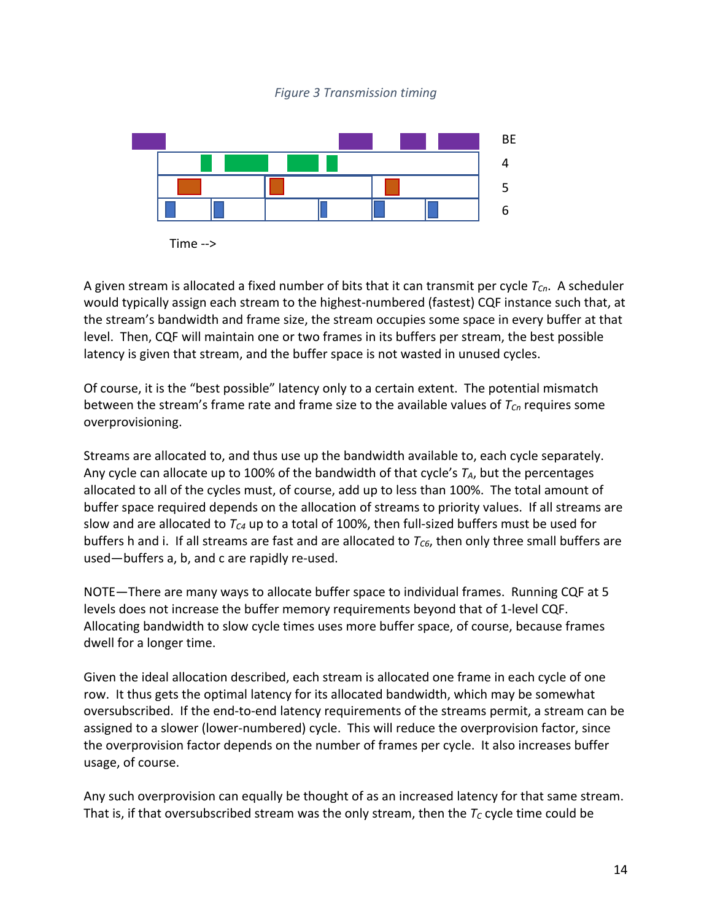*Figure 3 Transmission timing*

A given stream is allocated a fixed number of bits that it can transmit per cycle $T_{Cn}$. A scheduler would typically assign each stream to the highest-numbered (fastest) CQF instance such that, at the stream's bandwidth and frame size, the stream occupies some space in every buffer at that level. Then, CQF will maintain one or two frames in its buffers per stream, the best possible latency is given that stream, and the buffer space is not wasted in unused cycles.

Of course, it is the "best possible" latency only to a certain extent. The potential mismatch between the stream's frame rate and frame size to the available values of $T_{Cn}$ requires some overprovisioning.

Streams are allocated to, and thus use up the bandwidth available to, each cycle separately. Any cycle can allocate up to 100% of the bandwidth of that cycle's $T_A$, but the percentages allocated to all of the cycles must, of course, add up to less than 100%. The total amount of buffer space required depends on the allocation of streams to priority values. If all streams are slow and are allocated to $T_{C4}$ up to a total of 100%, then full-sized buffers must be used for buffers h and i. If all streams are fast and are allocated to $T_{C6}$, then only three small buffers are used—buffers a, b, and c are rapidly re-used.

NOTE—There are many ways to allocate buffer space to individual frames. Running CQF at 5 levels does not increase the buffer memory requirements beyond that of 1-level CQF. Allocating bandwidth to slow cycle times uses more buffer space, of course, because frames dwell for a longer time.

Given the ideal allocation described, each stream is allocated one frame in each cycle of one row. It thus gets the optimal latency for its allocated bandwidth, which may be somewhat oversubscribed. If the end-to-end latency requirements of the streams permit, a stream can be assigned to a slower (lower-numbered) cycle. This will reduce the overprovision factor, since the overprovision factor depends on the number of frames per cycle. It also increases buffer usage, of course.

Any such overprovision can equally be thought of as an increased latency for that same stream. That is, if that oversubscribed stream was the only stream, then the $T_C$ cycle time could be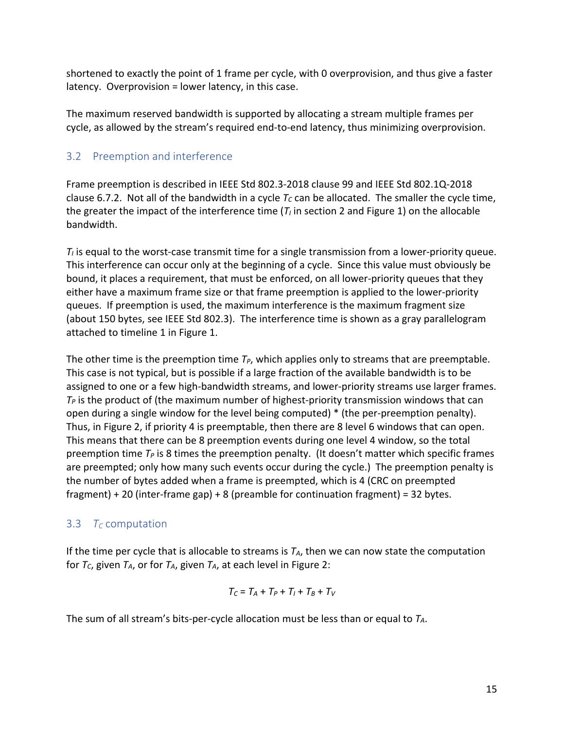shortened to exactly the point of 1 frame per cycle, with 0 overprovision, and thus give a faster latency. Overprovision = lower latency, in this case.

The maximum reserved bandwidth is supported by allocating a stream multiple frames per cycle, as allowed by the stream's required end-to-end latency, thus minimizing overprovision.

## 3.2 Preemption and interference

Frame preemption is described in IEEE Std 802.3-2018 clause 99 and IEEE Std 802.1Q-2018 clause 6.7.2. Not all of the bandwidth in a cycle $T_C$ can be allocated. The smaller the cycle time, the greater the impact of the interference time ($T_I$ in section 2 and Figure 1) on the allocable bandwidth.

$T_I$ is equal to the worst-case transmit time for a single transmission from a lower-priority queue. This interference can occur only at the beginning of a cycle. Since this value must obviously be bound, it places a requirement, that must be enforced, on all lower-priority queues that they either have a maximum frame size or that frame preemption is applied to the lower-priority queues. If preemption is used, the maximum interference is the maximum fragment size (about 150 bytes, see IEEE Std 802.3). The interference time is shown as a gray parallelogram attached to timeline 1 in Figure 1.

The other time is the preemption time $T_P$, which applies only to streams that are preemptable. This case is not typical, but is possible if a large fraction of the available bandwidth is to be assigned to one or a few high-bandwidth streams, and lower-priority streams use larger frames. $T_P$ is the product of (the maximum number of highest-priority transmission windows that can open during a single window for the level being computed) * (the per-preemption penalty). Thus, in Figure 2, if priority 4 is preemptable, then there are 8 level 6 windows that can open. This means that there can be 8 preemption events during one level 4 window, so the total preemption time $T_P$ is 8 times the preemption penalty. (It doesn't matter which specific frames are preempted; only how many such events occur during the cycle.) The preemption penalty is the number of bytes added when a frame is preempted, which is 4 (CRC on preempted fragment) + 20 (inter-frame gap) + 8 (preamble for continuation fragment) = 32 bytes.

## 3.3 $T_C$ computation

If the time per cycle that is allocable to streams is $T_A$, then we can now state the computation for $T_C$, given $T_A$, or for $T_A$, given $T_A$, at each level in Figure 2:

$$T_C = T_A + T_P + T_I + T_B + T_V$$

The sum of all stream's bits-per-cycle allocation must be less than or equal to $T_A$.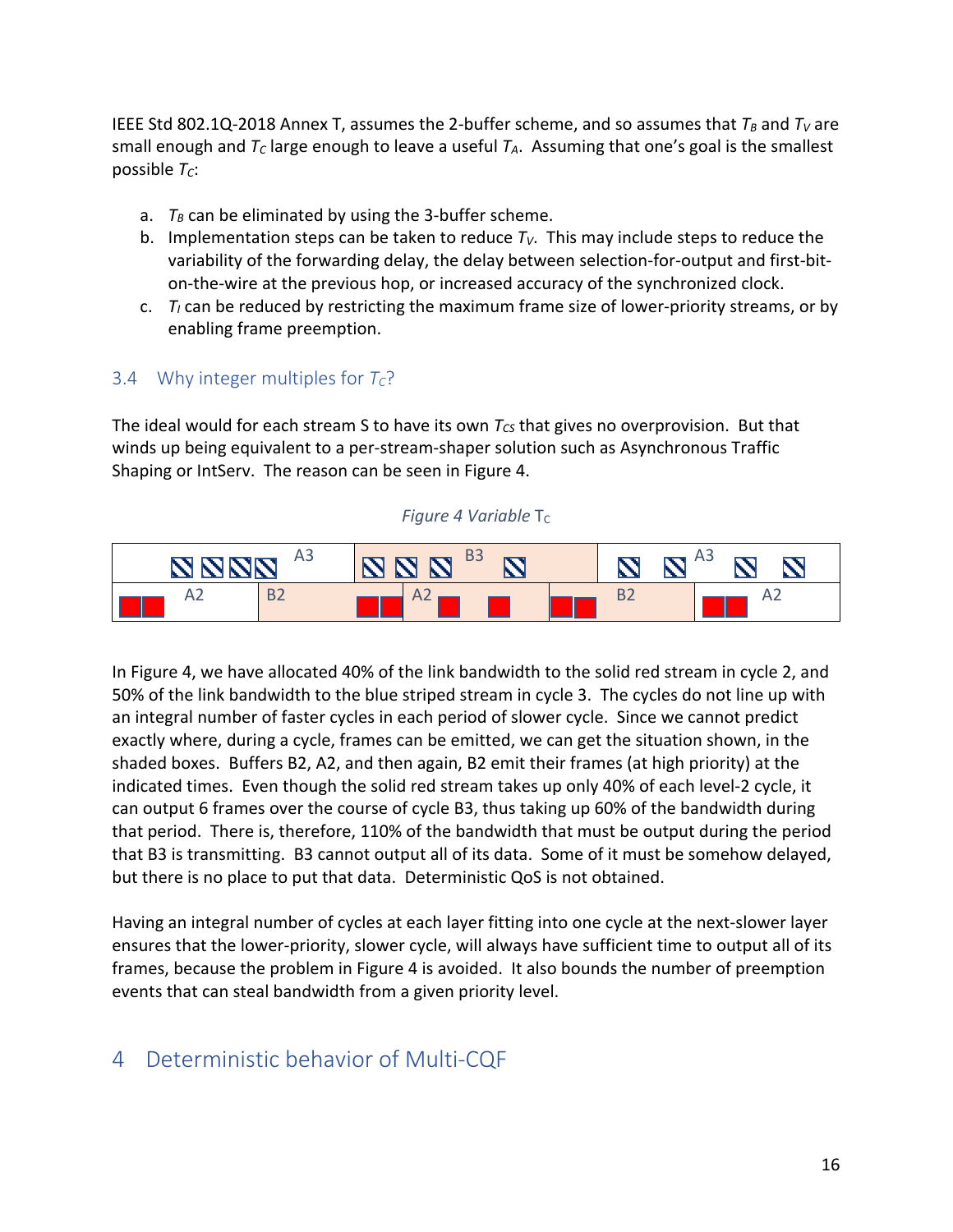IEEE Std 802.1Q-2018 Annex T, assumes the 2-buffer scheme, and so assumes that $T_B$ and $T_V$ are small enough and $T_C$ large enough to leave a useful $T_A$. Assuming that one's goal is the smallest possible $T_C$:

a. $T_B$ can be eliminated by using the 3-buffer scheme.
b. Implementation steps can be taken to reduce $T_V$. This may include steps to reduce the variability of the forwarding delay, the delay between selection-for-output and first-bit-on-the-wire at the previous hop, or increased accuracy of the synchronized clock.
c. $T_I$ can be reduced by restricting the maximum frame size of lower-priority streams, or by enabling frame preemption.

### 3.4 Why integer multiples for $T_C$?

The ideal would for each stream S to have its own $T_{CS}$ that gives no overprovision. But that winds up being equivalent to a per-stream-shaper solution such as Asynchronous Traffic Shaping or IntServ. The reason can be seen in Figure 4.

*Figure 4 Variable* $T_C$

| A3 | B3 | A3 |
|---|---|---|

| A2 | B2 | A2 | B2 | A2 |
|---|---|---|---|---|

In Figure 4, we have allocated 40% of the link bandwidth to the solid red stream in cycle 2, and 50% of the link bandwidth to the blue striped stream in cycle 3. The cycles do not line up with an integral number of faster cycles in each period of slower cycle. Since we cannot predict exactly where, during a cycle, frames can be emitted, we can get the situation shown, in the shaded boxes. Buffers B2, A2, and then again, B2 emit their frames (at high priority) at the indicated times. Even though the solid red stream takes up only 40% of each level-2 cycle, it can output 6 frames over the course of cycle B3, thus taking up 60% of the bandwidth during that period. There is, therefore, 110% of the bandwidth that must be output during the period that B3 is transmitting. B3 cannot output all of its data. Some of it must be somehow delayed, but there is no place to put that data. Deterministic QoS is not obtained.

Having an integral number of cycles at each layer fitting into one cycle at the next-slower layer ensures that the lower-priority, slower cycle, will always have sufficient time to output all of its frames, because the problem in Figure 4 is avoided. It also bounds the number of preemption events that can steal bandwidth from a given priority level.

# 4 Deterministic behavior of Multi-CQF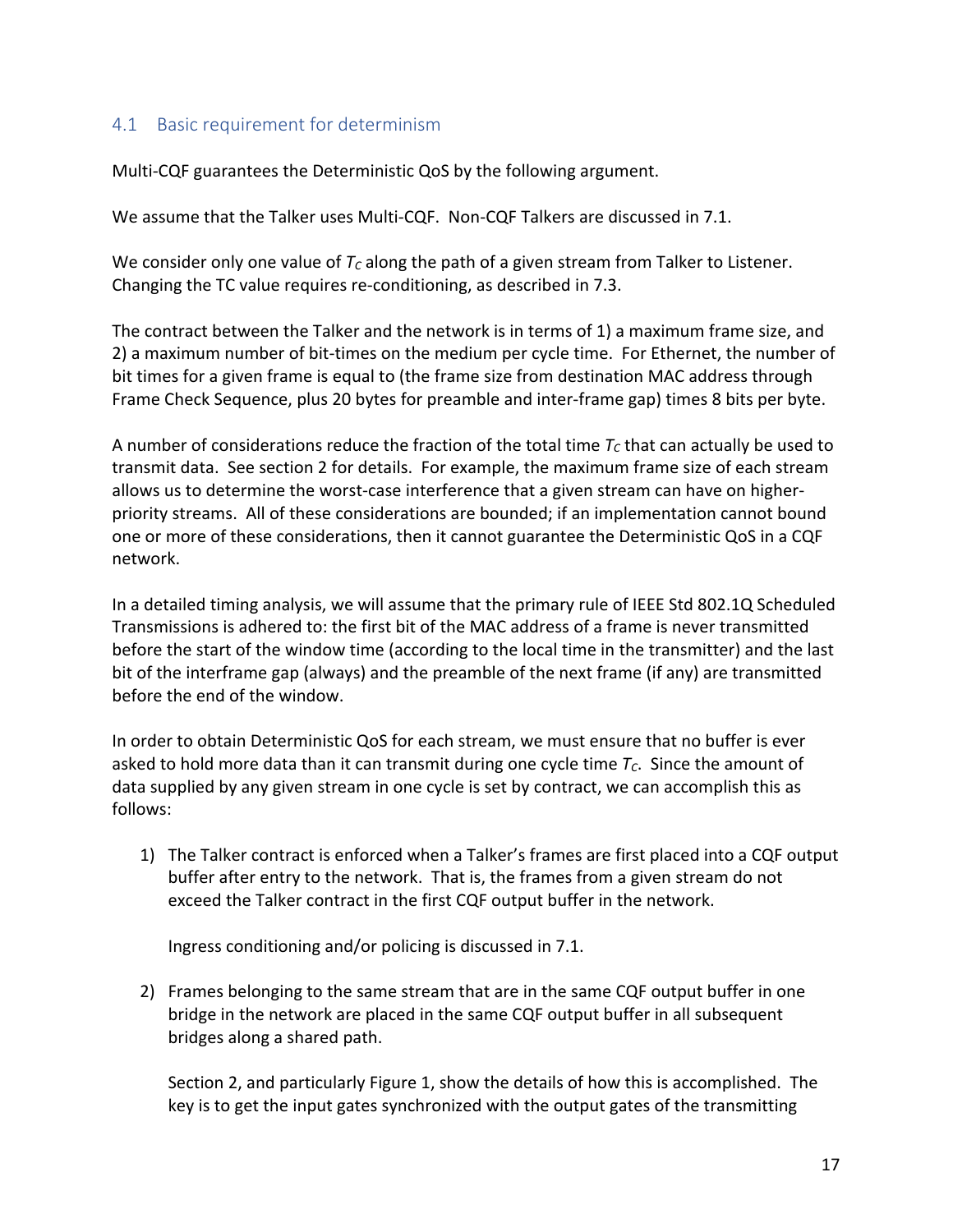## 4.1 Basic requirement for determinism

Multi-CQF guarantees the Deterministic QoS by the following argument.

We assume that the Talker uses Multi-CQF. Non-CQF Talkers are discussed in 7.1.

We consider only one value of $T_C$ along the path of a given stream from Talker to Listener. Changing the TC value requires re-conditioning, as described in 7.3.

The contract between the Talker and the network is in terms of 1) a maximum frame size, and 2) a maximum number of bit-times on the medium per cycle time. For Ethernet, the number of bit times for a given frame is equal to (the frame size from destination MAC address through Frame Check Sequence, plus 20 bytes for preamble and inter-frame gap) times 8 bits per byte.

A number of considerations reduce the fraction of the total time $T_C$ that can actually be used to transmit data. See section 2 for details. For example, the maximum frame size of each stream allows us to determine the worst-case interference that a given stream can have on higher-priority streams. All of these considerations are bounded; if an implementation cannot bound one or more of these considerations, then it cannot guarantee the Deterministic QoS in a CQF network.

In a detailed timing analysis, we will assume that the primary rule of IEEE Std 802.1Q Scheduled Transmissions is adhered to: the first bit of the MAC address of a frame is never transmitted before the start of the window time (according to the local time in the transmitter) and the last bit of the interframe gap (always) and the preamble of the next frame (if any) are transmitted before the end of the window.

In order to obtain Deterministic QoS for each stream, we must ensure that no buffer is ever asked to hold more data than it can transmit during one cycle time $T_C$. Since the amount of data supplied by any given stream in one cycle is set by contract, we can accomplish this as follows:

1) The Talker contract is enforced when a Talker's frames are first placed into a CQF output buffer after entry to the network. That is, the frames from a given stream do not exceed the Talker contract in the first CQF output buffer in the network.

   Ingress conditioning and/or policing is discussed in 7.1.

2) Frames belonging to the same stream that are in the same CQF output buffer in one bridge in the network are placed in the same CQF output buffer in all subsequent bridges along a shared path.

   Section 2, and particularly Figure 1, show the details of how this is accomplished. The key is to get the input gates synchronized with the output gates of the transmitting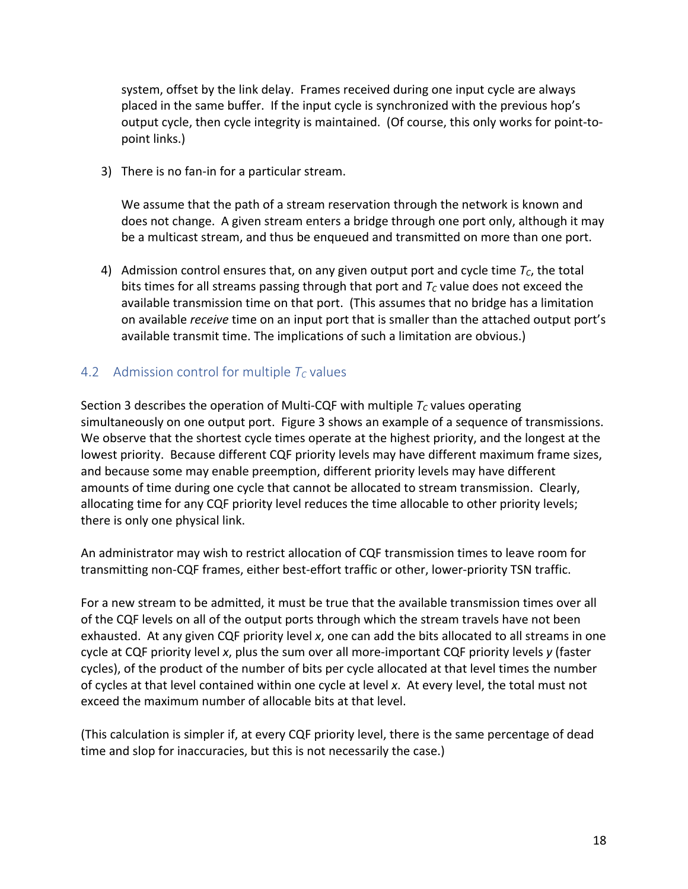system, offset by the link delay. Frames received during one input cycle are always placed in the same buffer. If the input cycle is synchronized with the previous hop's output cycle, then cycle integrity is maintained. (Of course, this only works for point-to-point links.)

3) There is no fan-in for a particular stream.

   We assume that the path of a stream reservation through the network is known and does not change. A given stream enters a bridge through one port only, although it may be a multicast stream, and thus be enqueued and transmitted on more than one port.

4) Admission control ensures that, on any given output port and cycle time $T_C$, the total bits times for all streams passing through that port and $T_C$ value does not exceed the available transmission time on that port. (This assumes that no bridge has a limitation on available *receive* time on an input port that is smaller than the attached output port's available transmit time. The implications of such a limitation are obvious.)

## 4.2 Admission control for multiple $T_C$ values

Section 3 describes the operation of Multi-CQF with multiple $T_C$ values operating simultaneously on one output port. Figure 3 shows an example of a sequence of transmissions. We observe that the shortest cycle times operate at the highest priority, and the longest at the lowest priority. Because different CQF priority levels may have different maximum frame sizes, and because some may enable preemption, different priority levels may have different amounts of time during one cycle that cannot be allocated to stream transmission. Clearly, allocating time for any CQF priority level reduces the time allocable to other priority levels; there is only one physical link.

An administrator may wish to restrict allocation of CQF transmission times to leave room for transmitting non-CQF frames, either best-effort traffic or other, lower-priority TSN traffic.

For a new stream to be admitted, it must be true that the available transmission times over all of the CQF levels on all of the output ports through which the stream travels have not been exhausted. At any given CQF priority level $x$, one can add the bits allocated to all streams in one cycle at CQF priority level $x$, plus the sum over all more-important CQF priority levels $y$ (faster cycles), of the product of the number of bits per cycle allocated at that level times the number of cycles at that level contained within one cycle at level $x$. At every level, the total must not exceed the maximum number of allocable bits at that level.

(This calculation is simpler if, at every CQF priority level, there is the same percentage of dead time and slop for inaccuracies, but this is not necessarily the case.)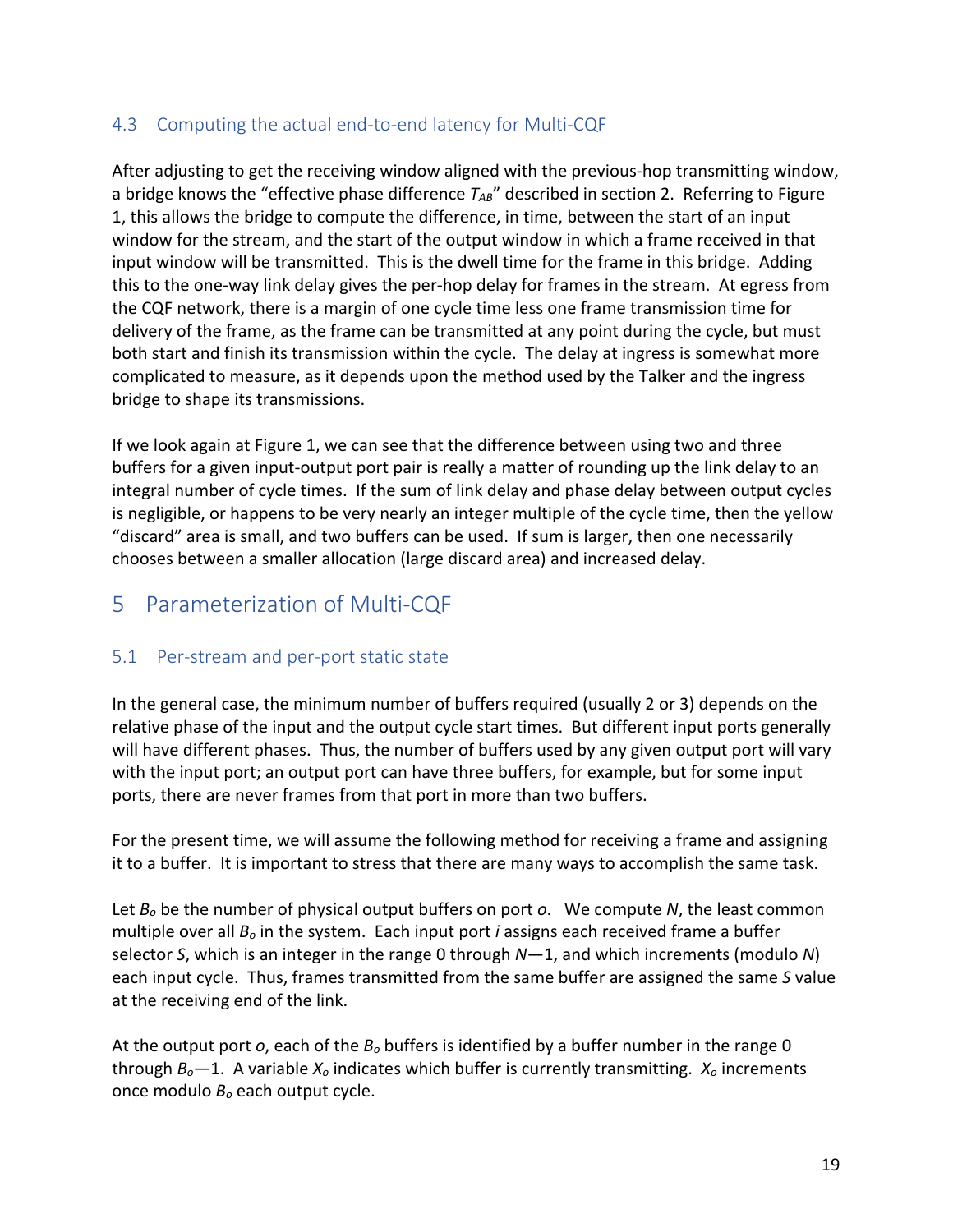### 4.3 Computing the actual end-to-end latency for Multi-CQF

After adjusting to get the receiving window aligned with the previous-hop transmitting window, a bridge knows the "effective phase difference $T_{AB}$" described in section 2. Referring to Figure 1, this allows the bridge to compute the difference, in time, between the start of an input window for the stream, and the start of the output window in which a frame received in that input window will be transmitted. This is the dwell time for the frame in this bridge. Adding this to the one-way link delay gives the per-hop delay for frames in the stream. At egress from the CQF network, there is a margin of one cycle time less one frame transmission time for delivery of the frame, as the frame can be transmitted at any point during the cycle, but must both start and finish its transmission within the cycle. The delay at ingress is somewhat more complicated to measure, as it depends upon the method used by the Talker and the ingress bridge to shape its transmissions.

If we look again at Figure 1, we can see that the difference between using two and three buffers for a given input-output port pair is really a matter of rounding up the link delay to an integral number of cycle times. If the sum of link delay and phase delay between output cycles is negligible, or happens to be very nearly an integer multiple of the cycle time, then the yellow "discard" area is small, and two buffers can be used. If sum is larger, then one necessarily chooses between a smaller allocation (large discard area) and increased delay.

## 5 Parameterization of Multi-CQF

### 5.1 Per-stream and per-port static state

In the general case, the minimum number of buffers required (usually 2 or 3) depends on the relative phase of the input and the output cycle start times. But different input ports generally will have different phases. Thus, the number of buffers used by any given output port will vary with the input port; an output port can have three buffers, for example, but for some input ports, there are never frames from that port in more than two buffers.

For the present time, we will assume the following method for receiving a frame and assigning it to a buffer. It is important to stress that there are many ways to accomplish the same task.

Let $B_o$ be the number of physical output buffers on port $o$. We compute $N$, the least common multiple over all $B_o$ in the system. Each input port $i$ assigns each received frame a buffer selector $S$, which is an integer in the range 0 through $N—1$, and which increments (modulo $N$) each input cycle. Thus, frames transmitted from the same buffer are assigned the same $S$ value at the receiving end of the link.

At the output port $o$, each of the $B_o$ buffers is identified by a buffer number in the range 0 through $B_o—1$. A variable $X_o$ indicates which buffer is currently transmitting. $X_o$ increments once modulo $B_o$ each output cycle.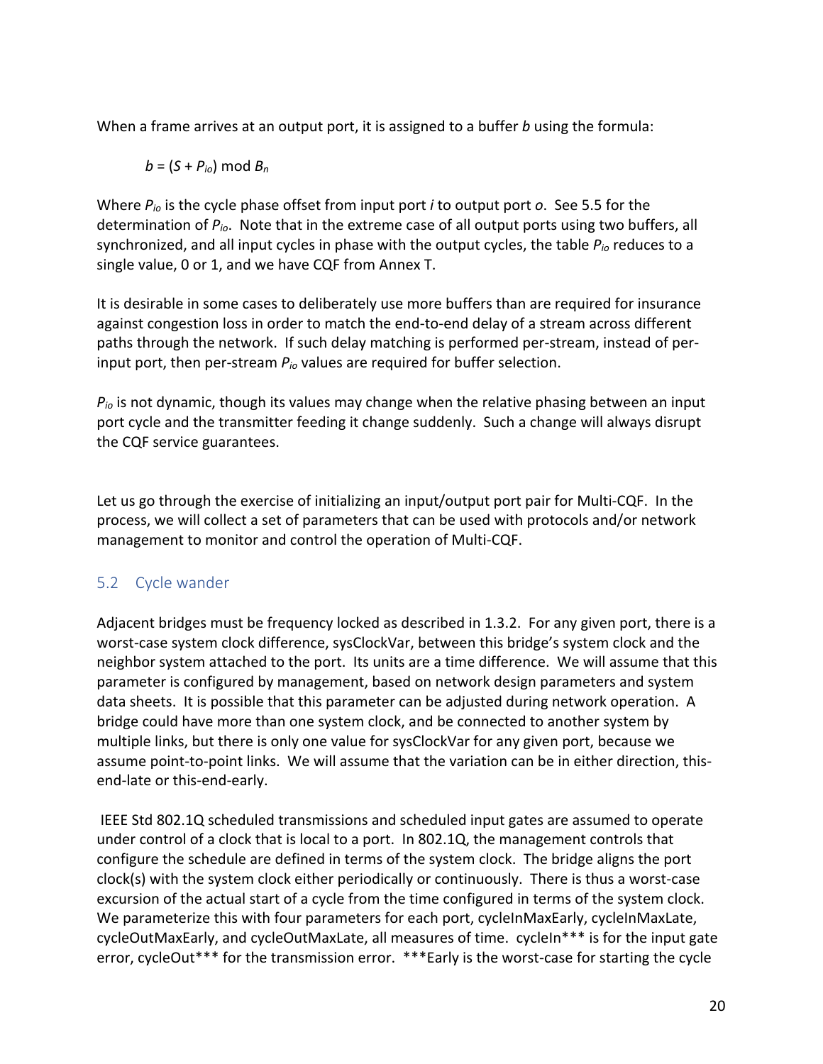When a frame arrives at an output port, it is assigned to a buffer *b* using the formula:

$$b = (S + P_{io}) \bmod B_n$$

Where $P_{io}$ is the cycle phase offset from input port *i* to output port *o*. See 5.5 for the determination of $P_{io}$. Note that in the extreme case of all output ports using two buffers, all synchronized, and all input cycles in phase with the output cycles, the table $P_{io}$ reduces to a single value, 0 or 1, and we have CQF from Annex T.

It is desirable in some cases to deliberately use more buffers than are required for insurance against congestion loss in order to match the end-to-end delay of a stream across different paths through the network. If such delay matching is performed per-stream, instead of per-input port, then per-stream $P_{io}$ values are required for buffer selection.

$P_{io}$ is not dynamic, though its values may change when the relative phasing between an input port cycle and the transmitter feeding it change suddenly. Such a change will always disrupt the CQF service guarantees.

Let us go through the exercise of initializing an input/output port pair for Multi-CQF. In the process, we will collect a set of parameters that can be used with protocols and/or network management to monitor and control the operation of Multi-CQF.

## 5.2 Cycle wander

Adjacent bridges must be frequency locked as described in 1.3.2. For any given port, there is a worst-case system clock difference, sysClockVar, between this bridge's system clock and the neighbor system attached to the port. Its units are a time difference. We will assume that this parameter is configured by management, based on network design parameters and system data sheets. It is possible that this parameter can be adjusted during network operation. A bridge could have more than one system clock, and be connected to another system by multiple links, but there is only one value for sysClockVar for any given port, because we assume point-to-point links. We will assume that the variation can be in either direction, this-end-late or this-end-early.

IEEE Std 802.1Q scheduled transmissions and scheduled input gates are assumed to operate under control of a clock that is local to a port. In 802.1Q, the management controls that configure the schedule are defined in terms of the system clock. The bridge aligns the port clock(s) with the system clock either periodically or continuously. There is thus a worst-case excursion of the actual start of a cycle from the time configured in terms of the system clock. We parameterize this with four parameters for each port, cycleInMaxEarly, cycleInMaxLate, cycleOutMaxEarly, and cycleOutMaxLate, all measures of time. cycleIn*** is for the input gate error, cycleOut*** for the transmission error. ***Early is the worst-case for starting the cycle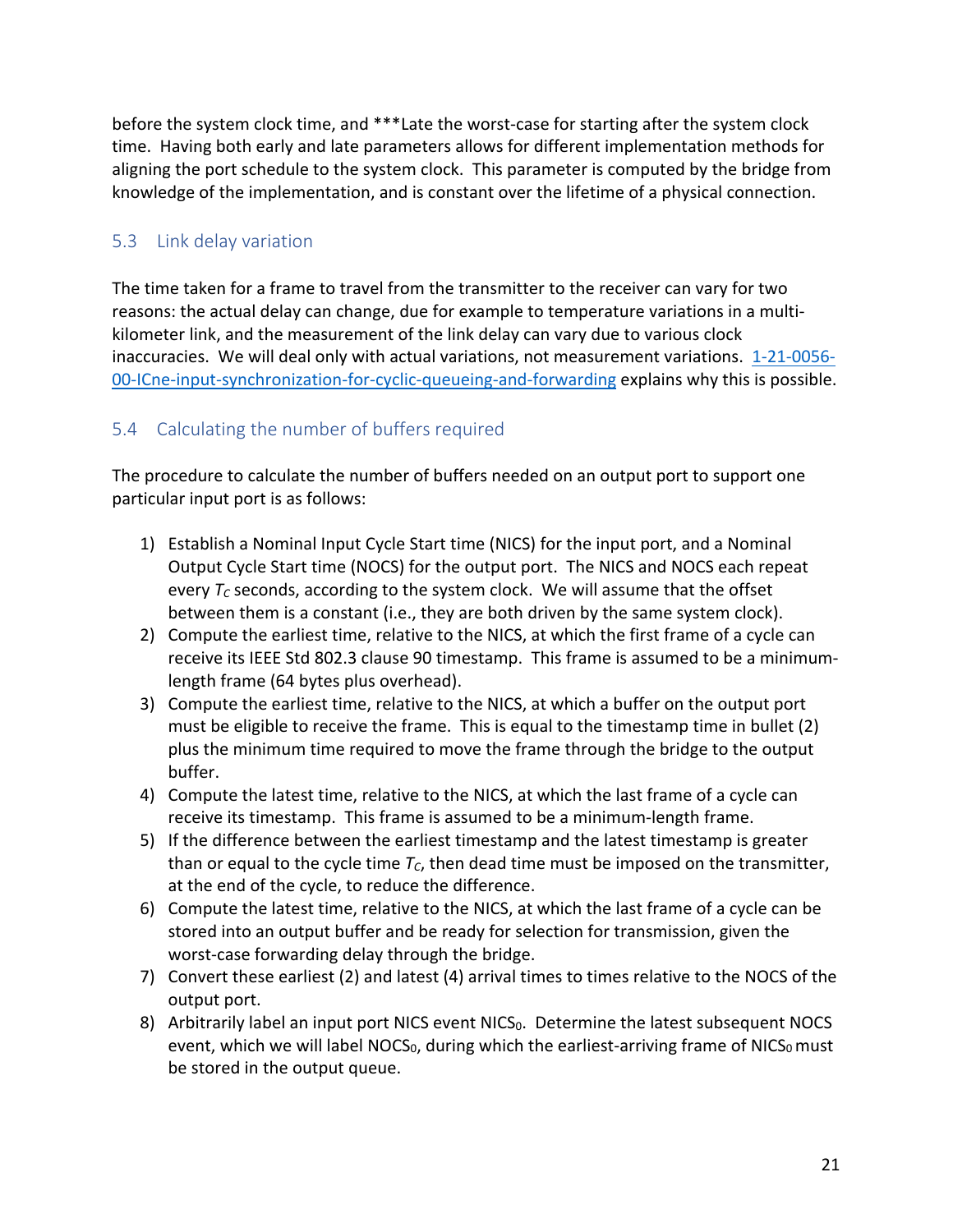before the system clock time, and ***Late the worst-case for starting after the system clock time. Having both early and late parameters allows for different implementation methods for aligning the port schedule to the system clock. This parameter is computed by the bridge from knowledge of the implementation, and is constant over the lifetime of a physical connection.

## 5.3 Link delay variation

The time taken for a frame to travel from the transmitter to the receiver can vary for two reasons: the actual delay can change, due for example to temperature variations in a multi-kilometer link, and the measurement of the link delay can vary due to various clock inaccuracies. We will deal only with actual variations, not measurement variations. [1-21-0056-00-ICne-input-synchronization-for-cyclic-queueing-and-forwarding] explains why this is possible.

## 5.4 Calculating the number of buffers required

The procedure to calculate the number of buffers needed on an output port to support one particular input port is as follows:

1) Establish a Nominal Input Cycle Start time (NICS) for the input port, and a Nominal Output Cycle Start time (NOCS) for the output port. The NICS and NOCS each repeat every $T_C$ seconds, according to the system clock. We will assume that the offset between them is a constant (i.e., they are both driven by the same system clock).
2) Compute the earliest time, relative to the NICS, at which the first frame of a cycle can receive its IEEE Std 802.3 clause 90 timestamp. This frame is assumed to be a minimum-length frame (64 bytes plus overhead).
3) Compute the earliest time, relative to the NICS, at which a buffer on the output port must be eligible to receive the frame. This is equal to the timestamp time in bullet (2) plus the minimum time required to move the frame through the bridge to the output buffer.
4) Compute the latest time, relative to the NICS, at which the last frame of a cycle can receive its timestamp. This frame is assumed to be a minimum-length frame.
5) If the difference between the earliest timestamp and the latest timestamp is greater than or equal to the cycle time $T_C$, then dead time must be imposed on the transmitter, at the end of the cycle, to reduce the difference.
6) Compute the latest time, relative to the NICS, at which the last frame of a cycle can be stored into an output buffer and be ready for selection for transmission, given the worst-case forwarding delay through the bridge.
7) Convert these earliest (2) and latest (4) arrival times to times relative to the NOCS of the output port.
8) Arbitrarily label an input port NICS event $NICS_0$. Determine the latest subsequent NOCS event, which we will label $NOCS_0$, during which the earliest-arriving frame of $NICS_0$ must be stored in the output queue.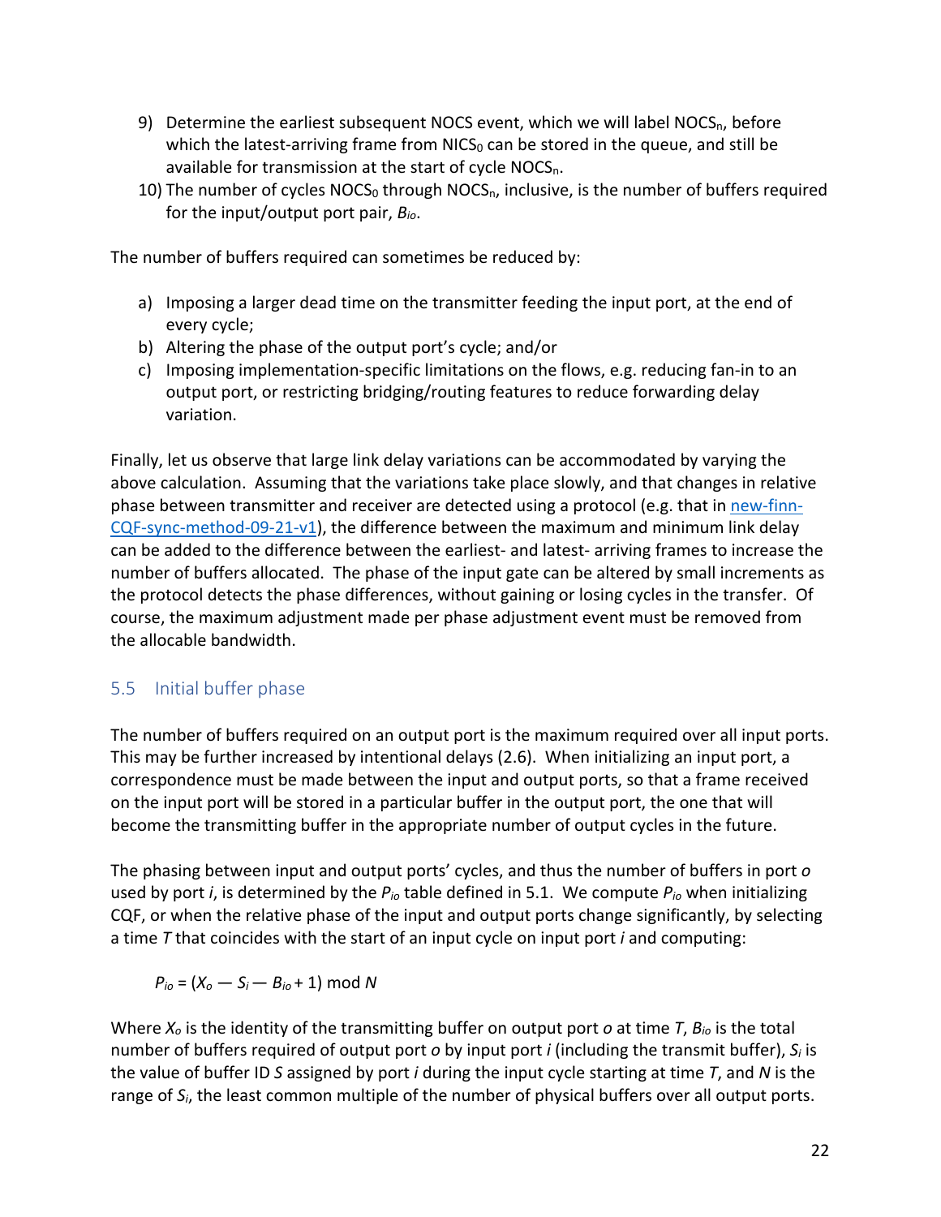9) Determine the earliest subsequent NOCS event, which we will label $NOCS_n$, before which the latest-arriving frame from $NICS_0$ can be stored in the queue, and still be available for transmission at the start of cycle $NOCS_n$.
10) The number of cycles $NOCS_0$ through $NOCS_n$, inclusive, is the number of buffers required for the input/output port pair, $B_{io}$.

The number of buffers required can sometimes be reduced by:

a) Imposing a larger dead time on the transmitter feeding the input port, at the end of every cycle;
b) Altering the phase of the output port's cycle; and/or
c) Imposing implementation-specific limitations on the flows, e.g. reducing fan-in to an output port, or restricting bridging/routing features to reduce forwarding delay variation.

Finally, let us observe that large link delay variations can be accommodated by varying the above calculation. Assuming that the variations take place slowly, and that changes in relative phase between transmitter and receiver are detected using a protocol (e.g. that in new-finn-CQF-sync-method-09-21-v1), the difference between the maximum and minimum link delay can be added to the difference between the earliest- and latest- arriving frames to increase the number of buffers allocated. The phase of the input gate can be altered by small increments as the protocol detects the phase differences, without gaining or losing cycles in the transfer. Of course, the maximum adjustment made per phase adjustment event must be removed from the allocable bandwidth.

## 5.5 Initial buffer phase

The number of buffers required on an output port is the maximum required over all input ports. This may be further increased by intentional delays (2.6). When initializing an input port, a correspondence must be made between the input and output ports, so that a frame received on the input port will be stored in a particular buffer in the output port, the one that will become the transmitting buffer in the appropriate number of output cycles in the future.

The phasing between input and output ports' cycles, and thus the number of buffers in port $o$ used by port $i$, is determined by the $P_{io}$ table defined in 5.1. We compute $P_{io}$ when initializing CQF, or when the relative phase of the input and output ports change significantly, by selecting a time $T$ that coincides with the start of an input cycle on input port $i$ and computing:

$$P_{io} = (X_o - S_i - B_{io} + 1) \bmod N$$

Where $X_o$ is the identity of the transmitting buffer on output port $o$ at time $T$, $B_{io}$ is the total number of buffers required of output port $o$ by input port $i$ (including the transmit buffer), $S_i$ is the value of buffer ID $S$ assigned by port $i$ during the input cycle starting at time $T$, and $N$ is the range of $S_i$, the least common multiple of the number of physical buffers over all output ports.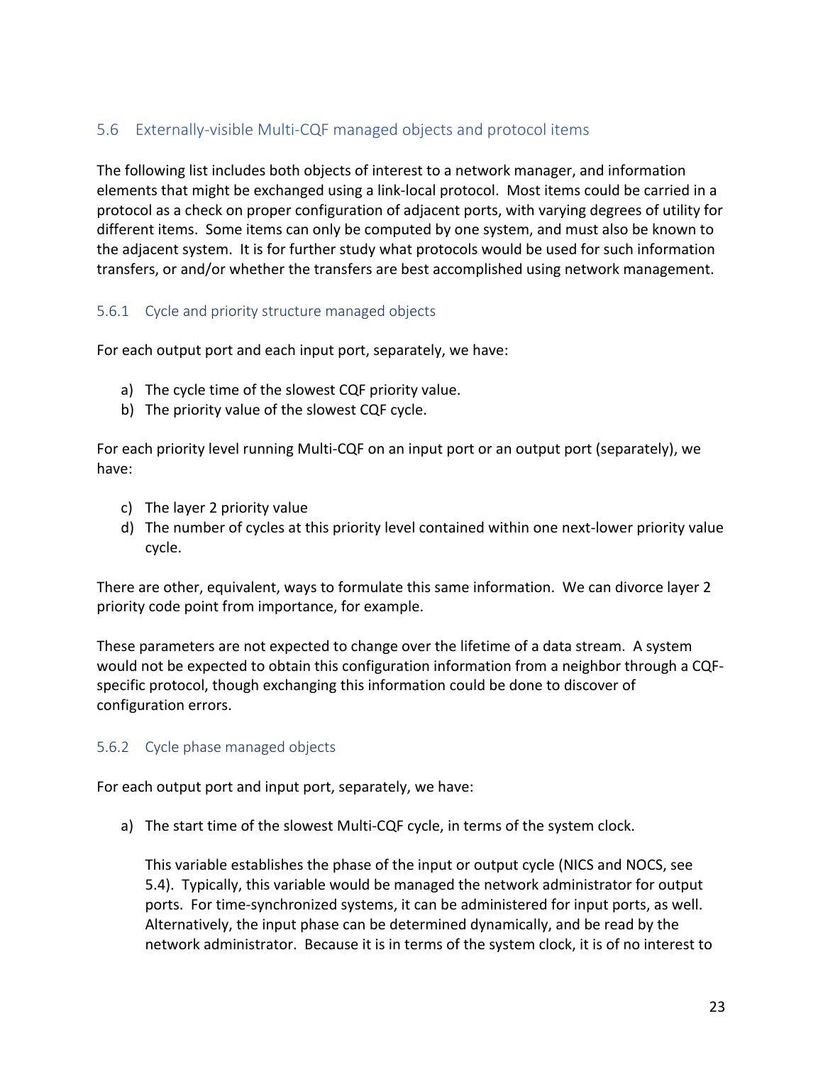## 5.6 Externally-visible Multi-CQF managed objects and protocol items

The following list includes both objects of interest to a network manager, and information elements that might be exchanged using a link-local protocol. Most items could be carried in a protocol as a check on proper configuration of adjacent ports, with varying degrees of utility for different items. Some items can only be computed by one system, and must also be known to the adjacent system. It is for further study what protocols would be used for such information transfers, or and/or whether the transfers are best accomplished using network management.

### 5.6.1 Cycle and priority structure managed objects

For each output port and each input port, separately, we have:

a) The cycle time of the slowest CQF priority value.
b) The priority value of the slowest CQF cycle.

For each priority level running Multi-CQF on an input port or an output port (separately), we have:

c) The layer 2 priority value
d) The number of cycles at this priority level contained within one next-lower priority value cycle.

There are other, equivalent, ways to formulate this same information. We can divorce layer 2 priority code point from importance, for example.

These parameters are not expected to change over the lifetime of a data stream. A system would not be expected to obtain this configuration information from a neighbor through a CQF-specific protocol, though exchanging this information could be done to discover of configuration errors.

### 5.6.2 Cycle phase managed objects

For each output port and input port, separately, we have:

a) The start time of the slowest Multi-CQF cycle, in terms of the system clock.

   This variable establishes the phase of the input or output cycle (NICS and NOCS, see 5.4). Typically, this variable would be managed the network administrator for output ports. For time-synchronized systems, it can be administered for input ports, as well. Alternatively, the input phase can be determined dynamically, and be read by the network administrator. Because it is in terms of the system clock, it is of no interest to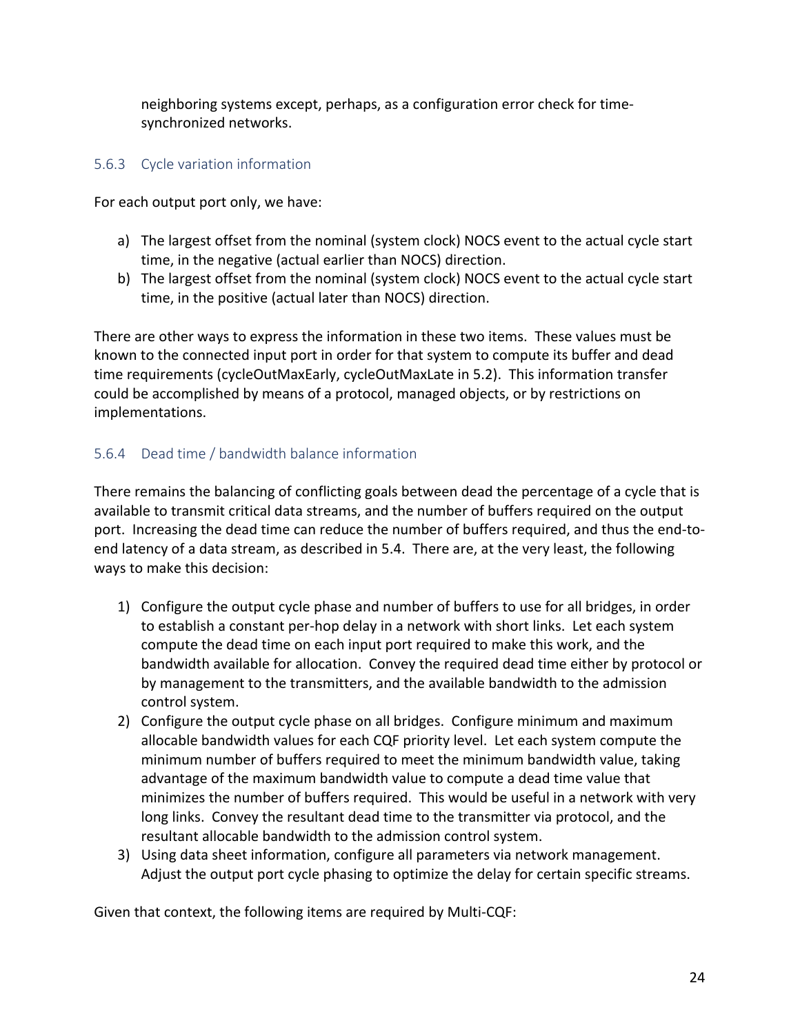neighboring systems except, perhaps, as a configuration error check for time-synchronized networks.

### 5.6.3 Cycle variation information

For each output port only, we have:

a) The largest offset from the nominal (system clock) NOCS event to the actual cycle start time, in the negative (actual earlier than NOCS) direction.
b) The largest offset from the nominal (system clock) NOCS event to the actual cycle start time, in the positive (actual later than NOCS) direction.

There are other ways to express the information in these two items. These values must be known to the connected input port in order for that system to compute its buffer and dead time requirements (cycleOutMaxEarly, cycleOutMaxLate in 5.2). This information transfer could be accomplished by means of a protocol, managed objects, or by restrictions on implementations.

### 5.6.4 Dead time / bandwidth balance information

There remains the balancing of conflicting goals between dead the percentage of a cycle that is available to transmit critical data streams, and the number of buffers required on the output port. Increasing the dead time can reduce the number of buffers required, and thus the end-to-end latency of a data stream, as described in 5.4. There are, at the very least, the following ways to make this decision:

1) Configure the output cycle phase and number of buffers to use for all bridges, in order to establish a constant per-hop delay in a network with short links. Let each system compute the dead time on each input port required to make this work, and the bandwidth available for allocation. Convey the required dead time either by protocol or by management to the transmitters, and the available bandwidth to the admission control system.
2) Configure the output cycle phase on all bridges. Configure minimum and maximum allocable bandwidth values for each CQF priority level. Let each system compute the minimum number of buffers required to meet the minimum bandwidth value, taking advantage of the maximum bandwidth value to compute a dead time value that minimizes the number of buffers required. This would be useful in a network with very long links. Convey the resultant dead time to the transmitter via protocol, and the resultant allocable bandwidth to the admission control system.
3) Using data sheet information, configure all parameters via network management. Adjust the output port cycle phasing to optimize the delay for certain specific streams.

Given that context, the following items are required by Multi-CQF: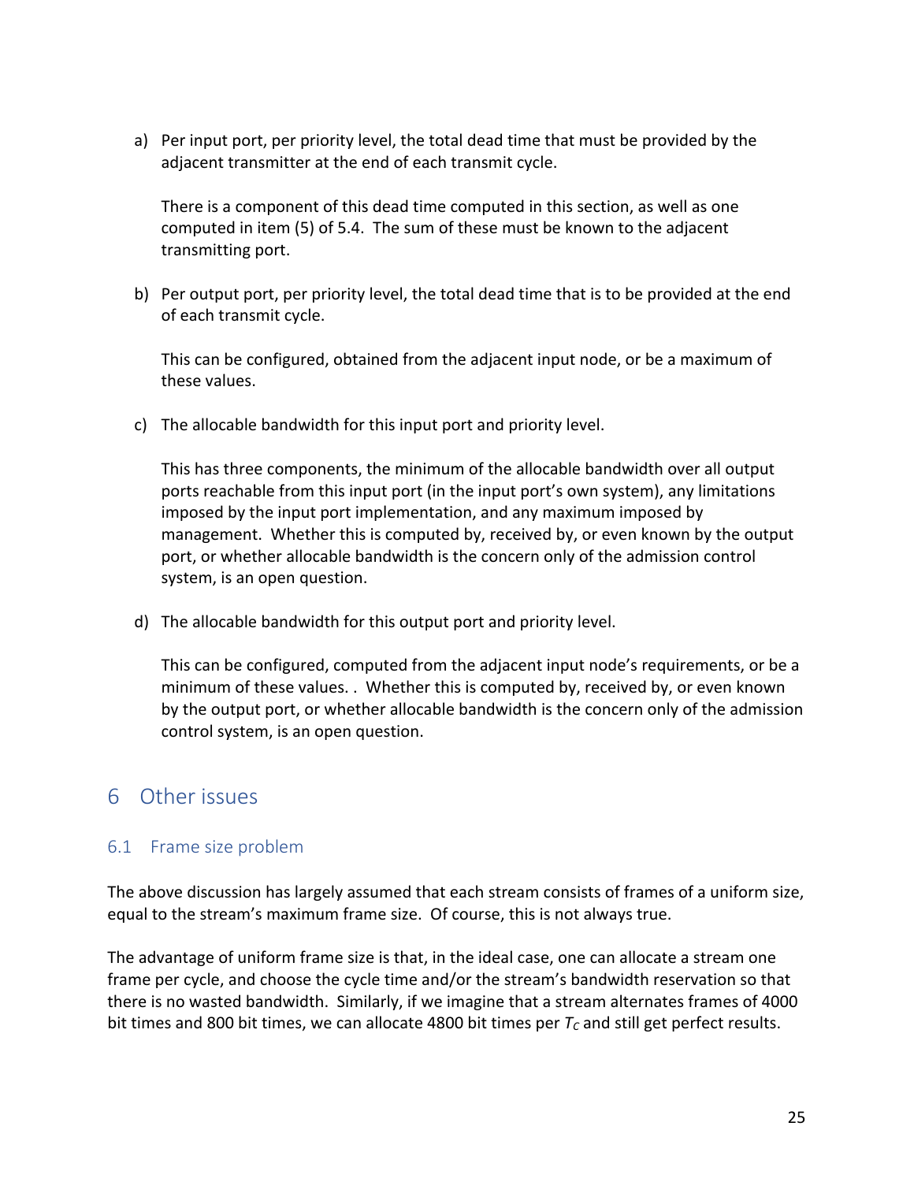a) Per input port, per priority level, the total dead time that must be provided by the adjacent transmitter at the end of each transmit cycle.

   There is a component of this dead time computed in this section, as well as one computed in item (5) of 5.4. The sum of these must be known to the adjacent transmitting port.

b) Per output port, per priority level, the total dead time that is to be provided at the end of each transmit cycle.

   This can be configured, obtained from the adjacent input node, or be a maximum of these values.

c) The allocable bandwidth for this input port and priority level.

   This has three components, the minimum of the allocable bandwidth over all output ports reachable from this input port (in the input port's own system), any limitations imposed by the input port implementation, and any maximum imposed by management. Whether this is computed by, received by, or even known by the output port, or whether allocable bandwidth is the concern only of the admission control system, is an open question.

d) The allocable bandwidth for this output port and priority level.

   This can be configured, computed from the adjacent input node's requirements, or be a minimum of these values. . Whether this is computed by, received by, or even known by the output port, or whether allocable bandwidth is the concern only of the admission control system, is an open question.

# 6 Other issues

## 6.1 Frame size problem

The above discussion has largely assumed that each stream consists of frames of a uniform size, equal to the stream's maximum frame size. Of course, this is not always true.

The advantage of uniform frame size is that, in the ideal case, one can allocate a stream one frame per cycle, and choose the cycle time and/or the stream's bandwidth reservation so that there is no wasted bandwidth. Similarly, if we imagine that a stream alternates frames of 4000 bit times and 800 bit times, we can allocate 4800 bit times per $T_C$ and still get perfect results.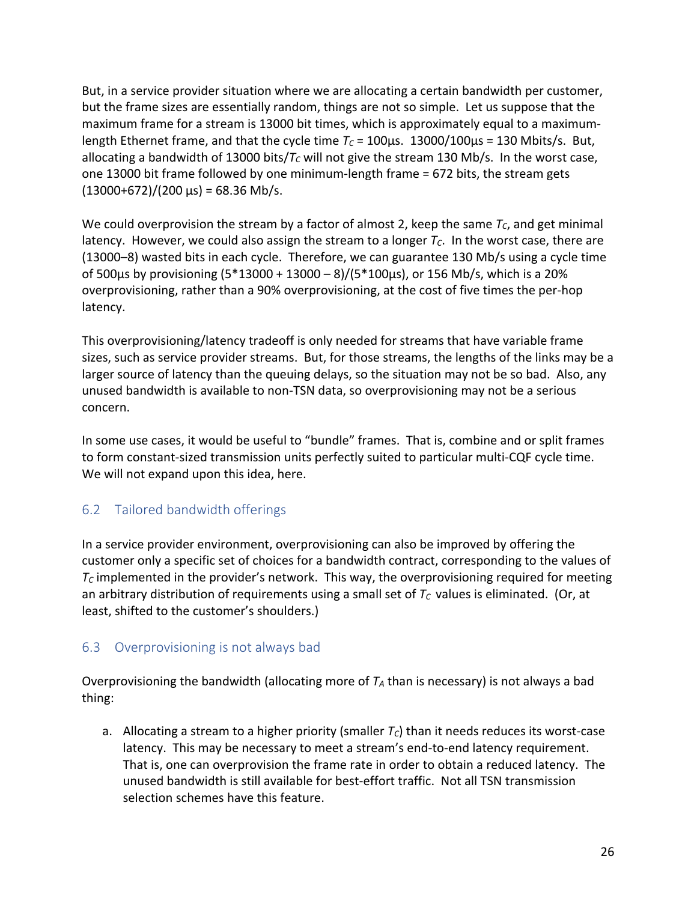But, in a service provider situation where we are allocating a certain bandwidth per customer, but the frame sizes are essentially random, things are not so simple. Let us suppose that the maximum frame for a stream is 13000 bit times, which is approximately equal to a maximum-length Ethernet frame, and that the cycle time $T_C$ = 100µs. 13000/100µs = 130 Mbits/s. But, allocating a bandwidth of 13000 bits/$T_C$ will not give the stream 130 Mb/s. In the worst case, one 13000 bit frame followed by one minimum-length frame = 672 bits, the stream gets (13000+672)/(200 µs) = 68.36 Mb/s.

We could overprovision the stream by a factor of almost 2, keep the same $T_C$, and get minimal latency. However, we could also assign the stream to a longer $T_C$. In the worst case, there are (13000–8) wasted bits in each cycle. Therefore, we can guarantee 130 Mb/s using a cycle time of 500µs by provisioning (5*13000 + 13000 – 8)/(5*100µs), or 156 Mb/s, which is a 20% overprovisioning, rather than a 90% overprovisioning, at the cost of five times the per-hop latency.

This overprovisioning/latency tradeoff is only needed for streams that have variable frame sizes, such as service provider streams. But, for those streams, the lengths of the links may be a larger source of latency than the queuing delays, so the situation may not be so bad. Also, any unused bandwidth is available to non-TSN data, so overprovisioning may not be a serious concern.

In some use cases, it would be useful to "bundle" frames. That is, combine and or split frames to form constant-sized transmission units perfectly suited to particular multi-CQF cycle time. We will not expand upon this idea, here.

## 6.2 Tailored bandwidth offerings

In a service provider environment, overprovisioning can also be improved by offering the customer only a specific set of choices for a bandwidth contract, corresponding to the values of $T_C$ implemented in the provider's network. This way, the overprovisioning required for meeting an arbitrary distribution of requirements using a small set of $T_C$ values is eliminated. (Or, at least, shifted to the customer's shoulders.)

## 6.3 Overprovisioning is not always bad

Overprovisioning the bandwidth (allocating more of $T_A$ than is necessary) is not always a bad thing:

a. Allocating a stream to a higher priority (smaller $T_C$) than it needs reduces its worst-case latency. This may be necessary to meet a stream's end-to-end latency requirement. That is, one can overprovision the frame rate in order to obtain a reduced latency. The unused bandwidth is still available for best-effort traffic. Not all TSN transmission selection schemes have this feature.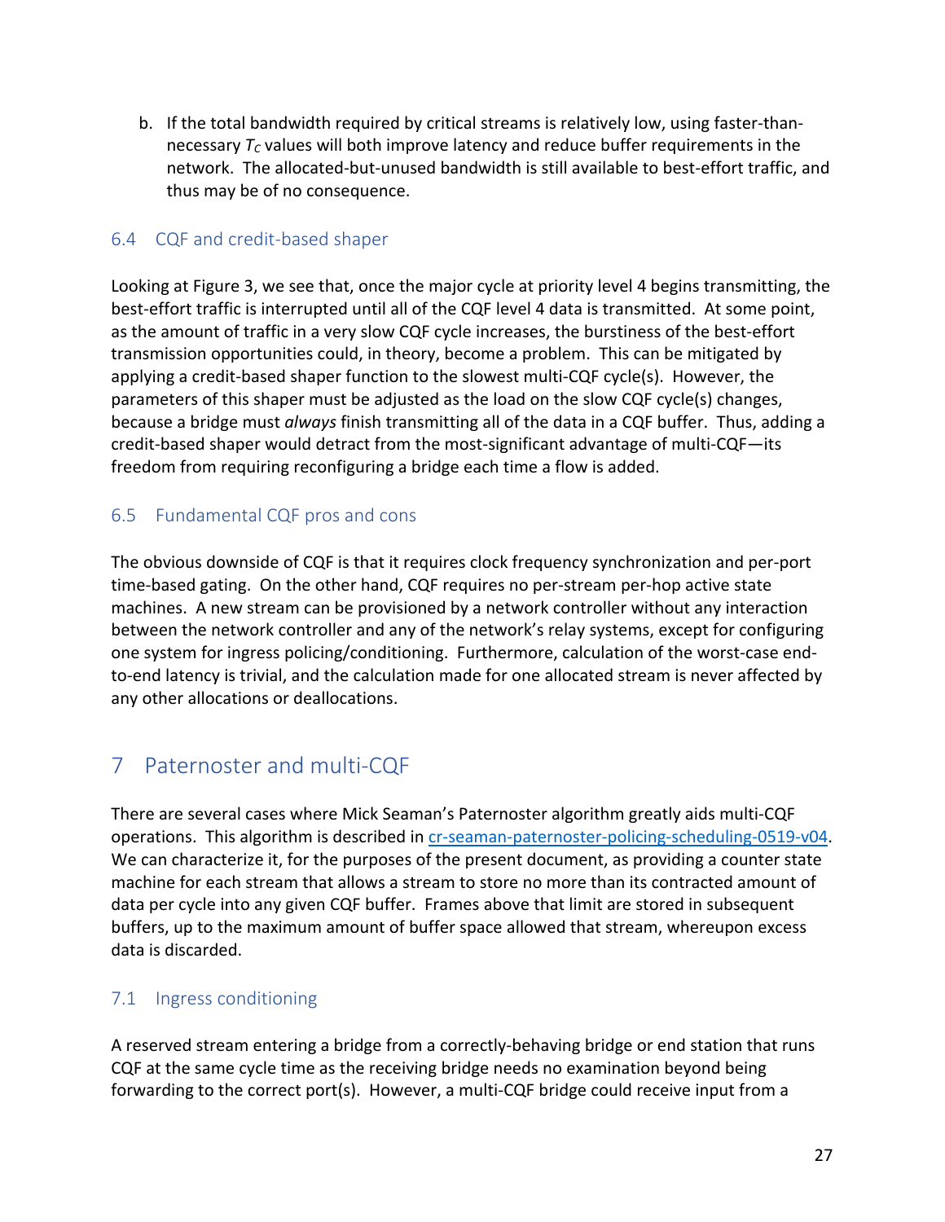b. If the total bandwidth required by critical streams is relatively low, using faster-than-necessary $T_C$ values will both improve latency and reduce buffer requirements in the network. The allocated-but-unused bandwidth is still available to best-effort traffic, and thus may be of no consequence.

## 6.4 CQF and credit-based shaper

Looking at Figure 3, we see that, once the major cycle at priority level 4 begins transmitting, the best-effort traffic is interrupted until all of the CQF level 4 data is transmitted. At some point, as the amount of traffic in a very slow CQF cycle increases, the burstiness of the best-effort transmission opportunities could, in theory, become a problem. This can be mitigated by applying a credit-based shaper function to the slowest multi-CQF cycle(s). However, the parameters of this shaper must be adjusted as the load on the slow CQF cycle(s) changes, because a bridge must *always* finish transmitting all of the data in a CQF buffer. Thus, adding a credit-based shaper would detract from the most-significant advantage of multi-CQF—its freedom from requiring reconfiguring a bridge each time a flow is added.

## 6.5 Fundamental CQF pros and cons

The obvious downside of CQF is that it requires clock frequency synchronization and per-port time-based gating. On the other hand, CQF requires no per-stream per-hop active state machines. A new stream can be provisioned by a network controller without any interaction between the network controller and any of the network's relay systems, except for configuring one system for ingress policing/conditioning. Furthermore, calculation of the worst-case end-to-end latency is trivial, and the calculation made for one allocated stream is never affected by any other allocations or deallocations.

# 7 Paternoster and multi-CQF

There are several cases where Mick Seaman's Paternoster algorithm greatly aids multi-CQF operations. This algorithm is described in cr-seaman-paternoster-policing-scheduling-0519-v04. We can characterize it, for the purposes of the present document, as providing a counter state machine for each stream that allows a stream to store no more than its contracted amount of data per cycle into any given CQF buffer. Frames above that limit are stored in subsequent buffers, up to the maximum amount of buffer space allowed that stream, whereupon excess data is discarded.

## 7.1 Ingress conditioning

A reserved stream entering a bridge from a correctly-behaving bridge or end station that runs CQF at the same cycle time as the receiving bridge needs no examination beyond being forwarding to the correct port(s). However, a multi-CQF bridge could receive input from a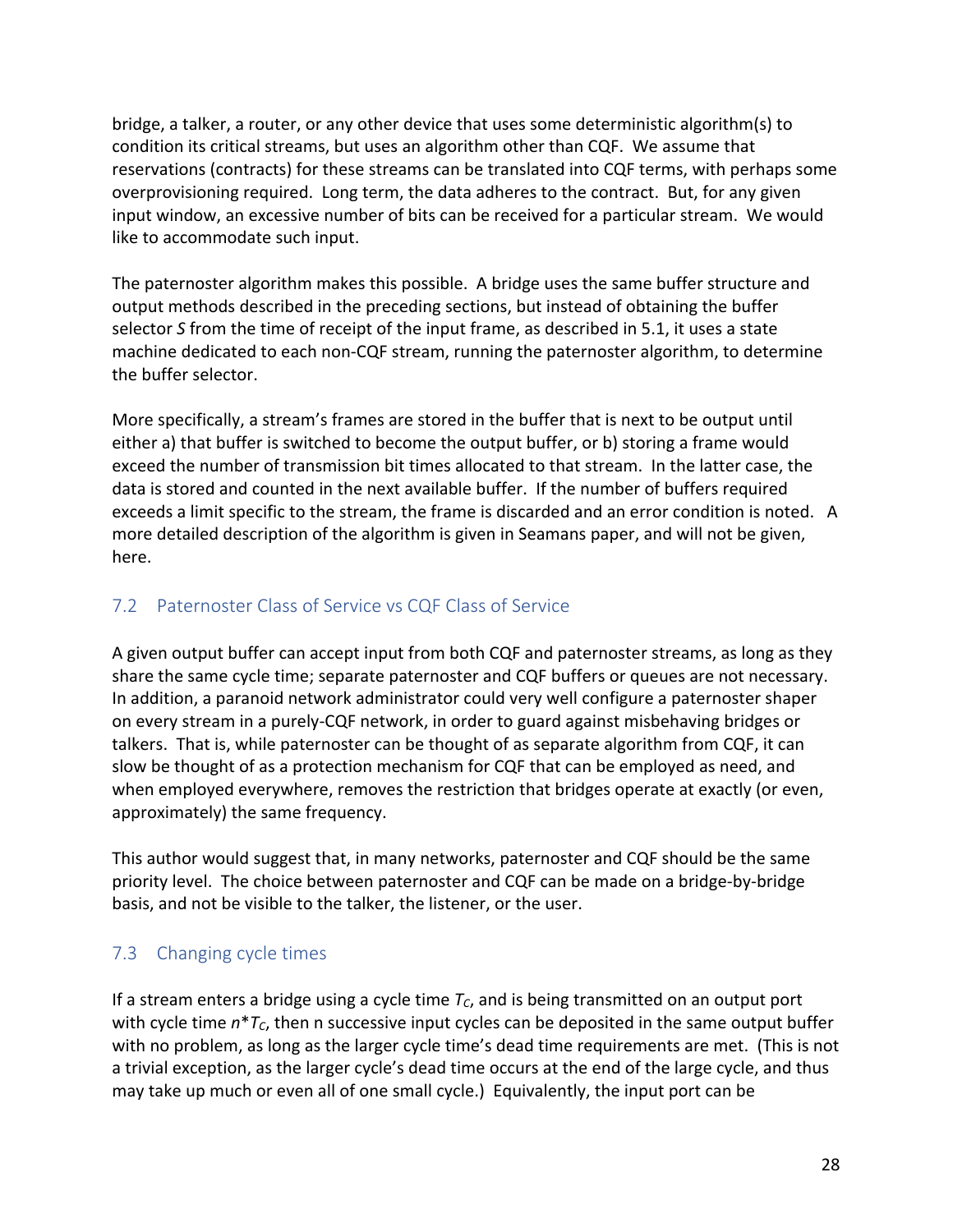bridge, a talker, a router, or any other device that uses some deterministic algorithm(s) to condition its critical streams, but uses an algorithm other than CQF. We assume that reservations (contracts) for these streams can be translated into CQF terms, with perhaps some overprovisioning required. Long term, the data adheres to the contract. But, for any given input window, an excessive number of bits can be received for a particular stream. We would like to accommodate such input.

The paternoster algorithm makes this possible. A bridge uses the same buffer structure and output methods described in the preceding sections, but instead of obtaining the buffer selector *S* from the time of receipt of the input frame, as described in 5.1, it uses a state machine dedicated to each non-CQF stream, running the paternoster algorithm, to determine the buffer selector.

More specifically, a stream's frames are stored in the buffer that is next to be output until either a) that buffer is switched to become the output buffer, or b) storing a frame would exceed the number of transmission bit times allocated to that stream. In the latter case, the data is stored and counted in the next available buffer. If the number of buffers required exceeds a limit specific to the stream, the frame is discarded and an error condition is noted. A more detailed description of the algorithm is given in Seamans paper, and will not be given, here.

## 7.2 Paternoster Class of Service vs CQF Class of Service

A given output buffer can accept input from both CQF and paternoster streams, as long as they share the same cycle time; separate paternoster and CQF buffers or queues are not necessary. In addition, a paranoid network administrator could very well configure a paternoster shaper on every stream in a purely-CQF network, in order to guard against misbehaving bridges or talkers. That is, while paternoster can be thought of as separate algorithm from CQF, it can slow be thought of as a protection mechanism for CQF that can be employed as need, and when employed everywhere, removes the restriction that bridges operate at exactly (or even, approximately) the same frequency.

This author would suggest that, in many networks, paternoster and CQF should be the same priority level. The choice between paternoster and CQF can be made on a bridge-by-bridge basis, and not be visible to the talker, the listener, or the user.

## 7.3 Changing cycle times

If a stream enters a bridge using a cycle time $T_C$, and is being transmitted on an output port with cycle time $n*T_C$, then n successive input cycles can be deposited in the same output buffer with no problem, as long as the larger cycle time's dead time requirements are met. (This is not a trivial exception, as the larger cycle's dead time occurs at the end of the large cycle, and thus may take up much or even all of one small cycle.) Equivalently, the input port can be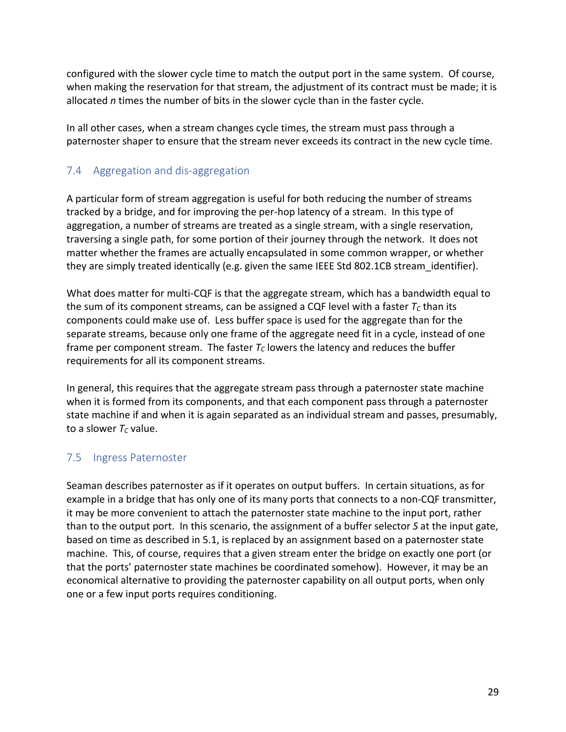configured with the slower cycle time to match the output port in the same system. Of course, when making the reservation for that stream, the adjustment of its contract must be made; it is allocated *n* times the number of bits in the slower cycle than in the faster cycle.

In all other cases, when a stream changes cycle times, the stream must pass through a paternoster shaper to ensure that the stream never exceeds its contract in the new cycle time.

## 7.4 Aggregation and dis-aggregation

A particular form of stream aggregation is useful for both reducing the number of streams tracked by a bridge, and for improving the per-hop latency of a stream. In this type of aggregation, a number of streams are treated as a single stream, with a single reservation, traversing a single path, for some portion of their journey through the network. It does not matter whether the frames are actually encapsulated in some common wrapper, or whether they are simply treated identically (e.g. given the same IEEE Std 802.1CB stream_identifier).

What does matter for multi-CQF is that the aggregate stream, which has a bandwidth equal to the sum of its component streams, can be assigned a CQF level with a faster $T_C$ than its components could make use of. Less buffer space is used for the aggregate than for the separate streams, because only one frame of the aggregate need fit in a cycle, instead of one frame per component stream. The faster $T_C$ lowers the latency and reduces the buffer requirements for all its component streams.

In general, this requires that the aggregate stream pass through a paternoster state machine when it is formed from its components, and that each component pass through a paternoster state machine if and when it is again separated as an individual stream and passes, presumably, to a slower $T_C$ value.

## 7.5 Ingress Paternoster

Seaman describes paternoster as if it operates on output buffers. In certain situations, as for example in a bridge that has only one of its many ports that connects to a non-CQF transmitter, it may be more convenient to attach the paternoster state machine to the input port, rather than to the output port. In this scenario, the assignment of a buffer selector *S* at the input gate, based on time as described in 5.1, is replaced by an assignment based on a paternoster state machine. This, of course, requires that a given stream enter the bridge on exactly one port (or that the ports' paternoster state machines be coordinated somehow). However, it may be an economical alternative to providing the paternoster capability on all output ports, when only one or a few input ports requires conditioning.